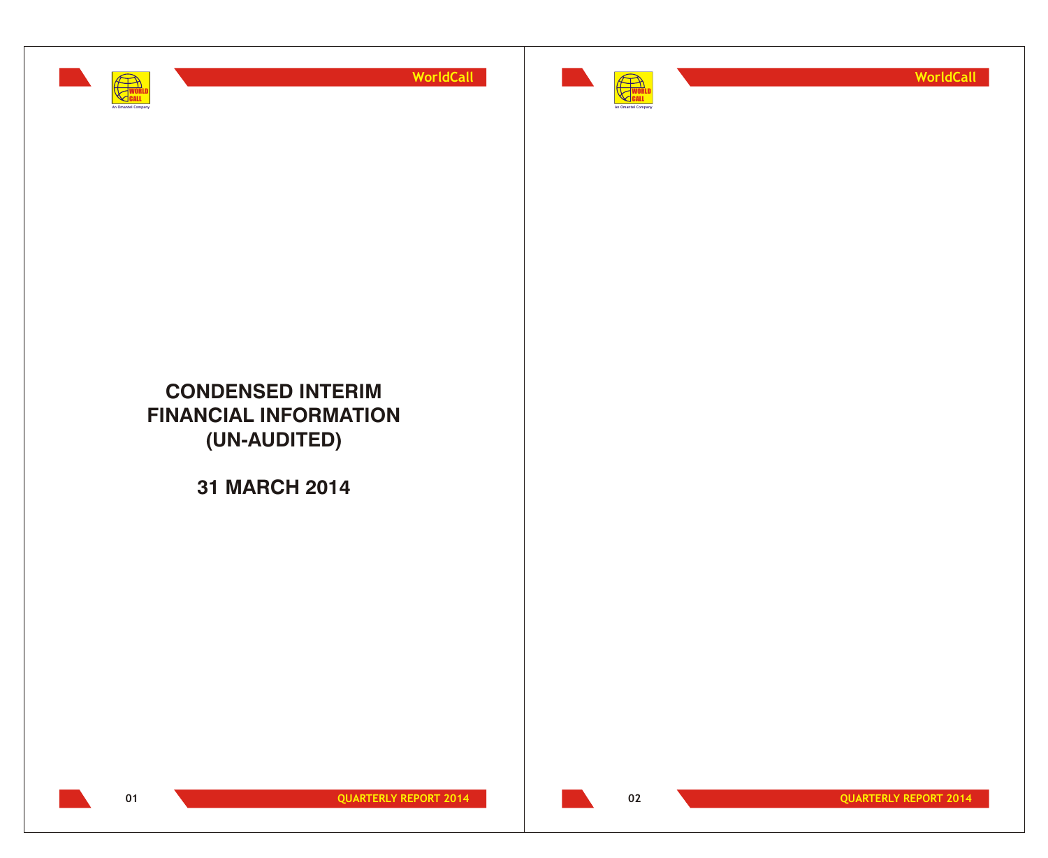# CONDENSED INTERIM FINANCIAL INFORMATION (UN-AUDITED)

## 31 MARCH 2014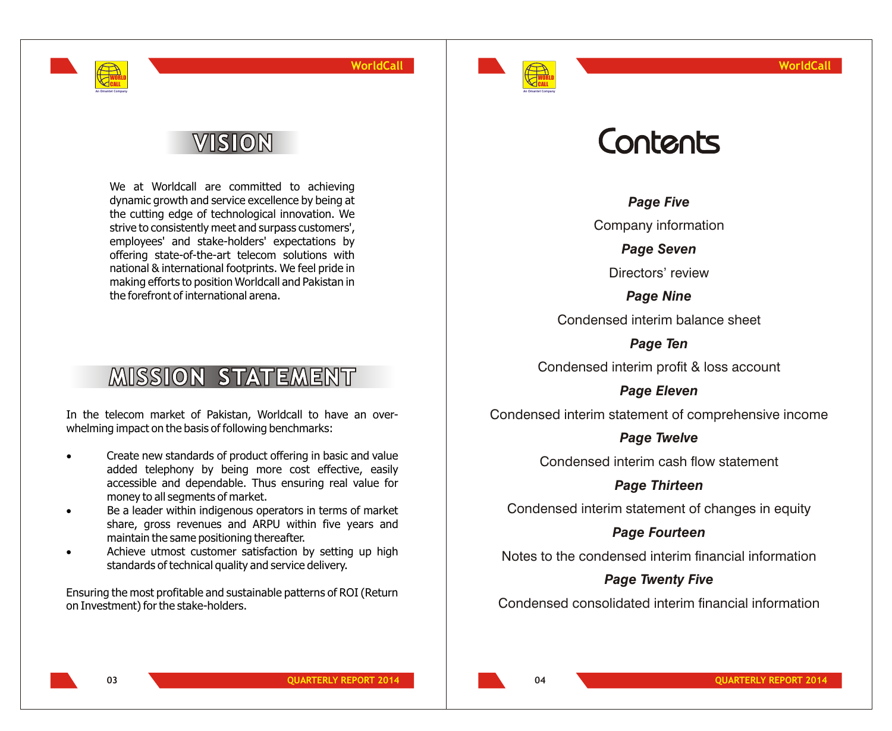# VISION

We at Worldcall are committed to achieving dynamic growth and service excellence by being at the cutting edge of technological innovation. We strive to consistently meet and surpass customers', employees' and stake-holders' expectations by offering state-of-the-art telecom solutions with national & international footprints. We feel pride in making efforts to position Worldcall and Pakistan in the forefront of international arena.

# MISSION STATEMENT

In the telecom market of Pakistan, Worldcall to have an over-whelming impact on the basis of following benchmarks:

- Create new standards of product offering in basic and value added telephony by being more cost effective, easily accessible and dependable. Thus ensuring real value for money to all segments of market.
- Be a leader within indigenous operators in terms of market share, gross revenues and ARPU within five years and maintain the same positioning thereafter.
- Achieve utmost customer satisfaction by setting up high standards of technical quality and service delivery.

Ensuring the most profitable and sustainable patterns of ROI (Return on Investment) for the stake-holders.

# Contents

***Page Five***

Company information

***Page Seven***

Directors' review

***Page Nine***

Condensed interim balance sheet

***Page Ten***

Condensed interim profit & loss account

***Page Eleven***

Condensed interim statement of comprehensive income

***Page Twelve***

Condensed interim cash flow statement

***Page Thirteen***

Condensed interim statement of changes in equity

***Page Fourteen***

Notes to the condensed interim financial information

***Page Twenty Five***

Condensed consolidated interim financial information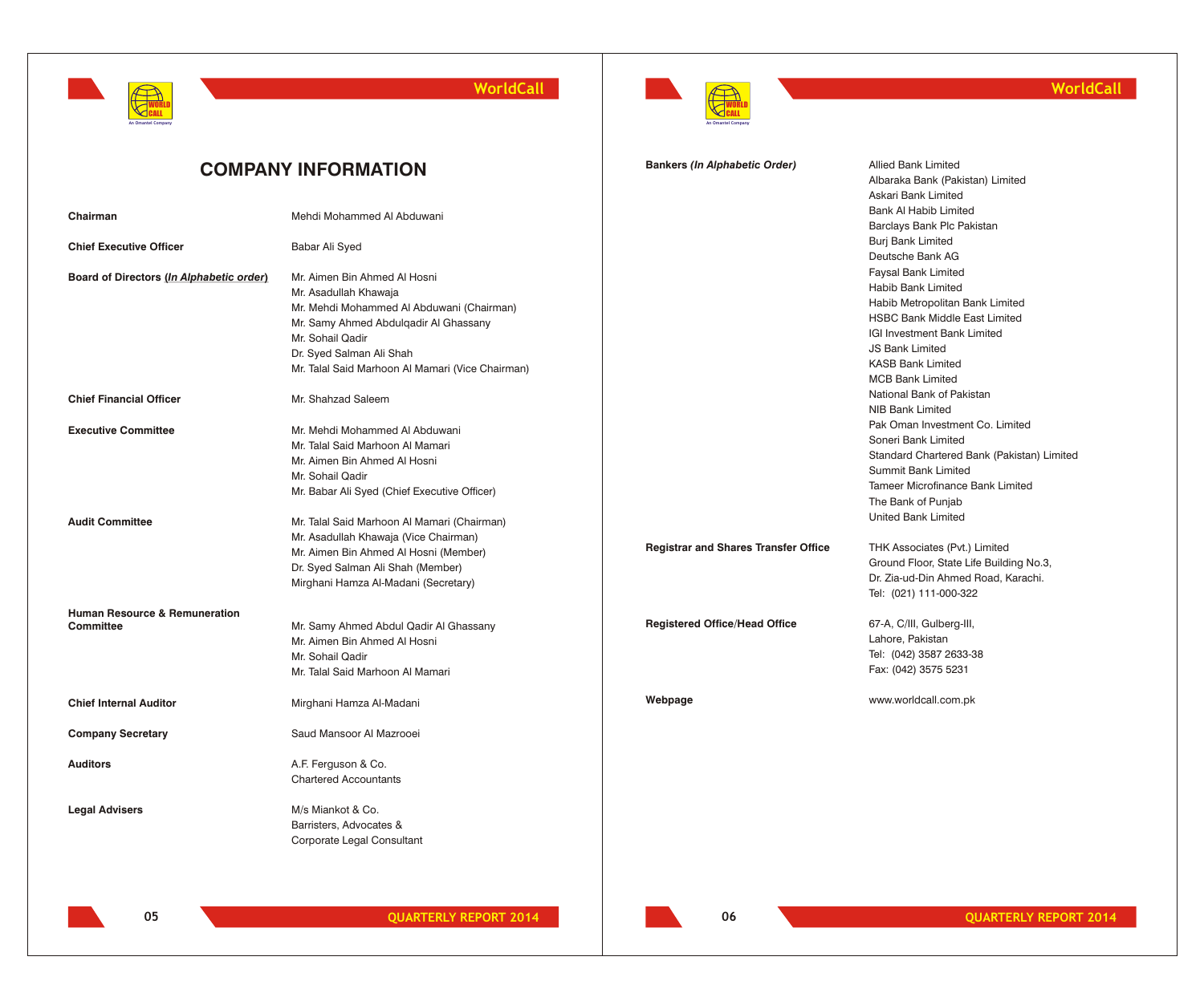# COMPANY INFORMATION

| | |
|---|---|
| **Chairman** | Mehdi Mohammed Al Abduwani |
| **Chief Executive Officer** | Babar Ali Syed |
| **Board of Directors (*In Alphabetic order*)** | Mr. Aimen Bin Ahmed Al Hosni<br>Mr. Asadullah Khawaja<br>Mr. Mehdi Mohammed Al Abduwani (Chairman)<br>Mr. Samy Ahmed Abdulqadir Al Ghassany<br>Mr. Sohail Qadir<br>Dr. Syed Salman Ali Shah<br>Mr. Talal Said Marhoon Al Mamari (Vice Chairman) |
| **Chief Financial Officer** | Mr. Shahzad Saleem |
| **Executive Committee** | Mr. Mehdi Mohammed Al Abduwani<br>Mr. Talal Said Marhoon Al Mamari<br>Mr. Aimen Bin Ahmed Al Hosni<br>Mr. Sohail Qadir<br>Mr. Babar Ali Syed (Chief Executive Officer) |
| **Audit Committee** | Mr. Talal Said Marhoon Al Mamari (Chairman)<br>Mr. Asadullah Khawaja (Vice Chairman)<br>Mr. Aimen Bin Ahmed Al Hosni (Member)<br>Dr. Syed Salman Ali Shah (Member)<br>Mirghani Hamza Al-Madani (Secretary) |
| **Human Resource & Remuneration Committee** | Mr. Samy Ahmed Abdul Qadir Al Ghassany<br>Mr. Aimen Bin Ahmed Al Hosni<br>Mr. Sohail Qadir<br>Mr. Talal Said Marhoon Al Mamari |
| **Chief Internal Auditor** | Mirghani Hamza Al-Madani |
| **Company Secretary** | Saud Mansoor Al Mazrooei |
| **Auditors** | A.F. Ferguson & Co.<br>Chartered Accountants |
| **Legal Advisers** | M/s Miankot & Co.<br>Barristers, Advocates &<br>Corporate Legal Consultant |
| **Bankers (*In Alphabetic Order*)** | Allied Bank Limited<br>Albaraka Bank (Pakistan) Limited<br>Askari Bank Limited<br>Bank Al Habib Limited<br>Barclays Bank Plc Pakistan<br>Burj Bank Limited<br>Deutsche Bank AG<br>Faysal Bank Limited<br>Habib Bank Limited<br>Habib Metropolitan Bank Limited<br>HSBC Bank Middle East Limited<br>IGI Investment Bank Limited<br>JS Bank Limited<br>KASB Bank Limited<br>MCB Bank Limited<br>National Bank of Pakistan<br>NIB Bank Limited<br>Pak Oman Investment Co. Limited<br>Soneri Bank Limited<br>Standard Chartered Bank (Pakistan) Limited<br>Summit Bank Limited<br>Tameer Microfinance Bank Limited<br>The Bank of Punjab<br>United Bank Limited |
| **Registrar and Shares Transfer Office** | THK Associates (Pvt.) Limited<br>Ground Floor, State Life Building No.3,<br>Dr. Zia-ud-Din Ahmed Road, Karachi.<br>Tel: (021) 111-000-322 |
| **Registered Office/Head Office** | 67-A, C/III, Gulberg-III,<br>Lahore, Pakistan<br>Tel: (042) 3587 2633-38<br>Fax: (042) 3575 5231 |
| **Webpage** | www.worldcall.com.pk |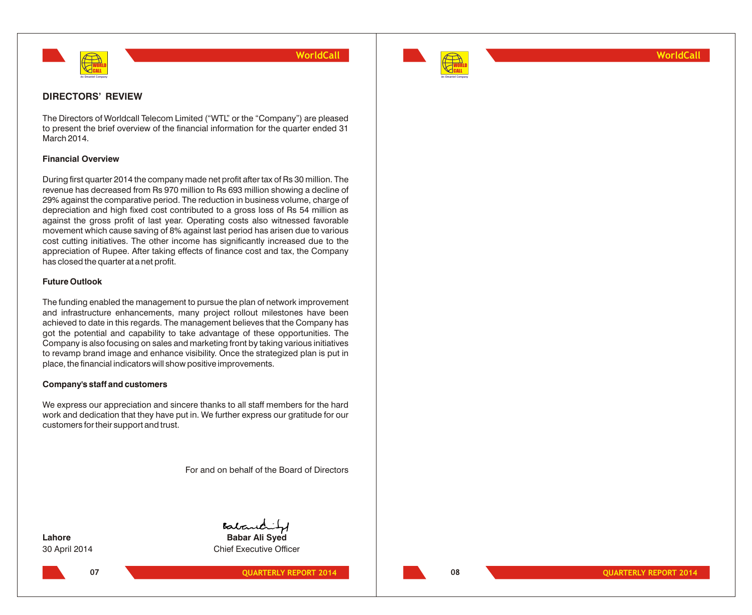## DIRECTORS' REVIEW

The Directors of Worldcall Telecom Limited ("WTL" or the "Company") are pleased to present the brief overview of the financial information for the quarter ended 31 March 2014.

### Financial Overview

During first quarter 2014 the company made net profit after tax of Rs 30 million. The revenue has decreased from Rs 970 million to Rs 693 million showing a decline of 29% against the comparative period. The reduction in business volume, charge of depreciation and high fixed cost contributed to a gross loss of Rs 54 million as against the gross profit of last year. Operating costs also witnessed favorable movement which cause saving of 8% against last period has arisen due to various cost cutting initiatives. The other income has significantly increased due to the appreciation of Rupee. After taking effects of finance cost and tax, the Company has closed the quarter at a net profit.

### Future Outlook

The funding enabled the management to pursue the plan of network improvement and infrastructure enhancements, many project rollout milestones have been achieved to date in this regards. The management believes that the Company has got the potential and capability to take advantage of these opportunities. The Company is also focusing on sales and marketing front by taking various initiatives to revamp brand image and enhance visibility. Once the strategized plan is put in place, the financial indicators will show positive improvements.

### Company's staff and customers

We express our appreciation and sincere thanks to all staff members for the hard work and dedication that they have put in. We further express our gratitude for our customers for their support and trust.

For and on behalf of the Board of Directors

**Lahore**
30 April 2014

**Babar Ali Syed**
Chief Executive Officer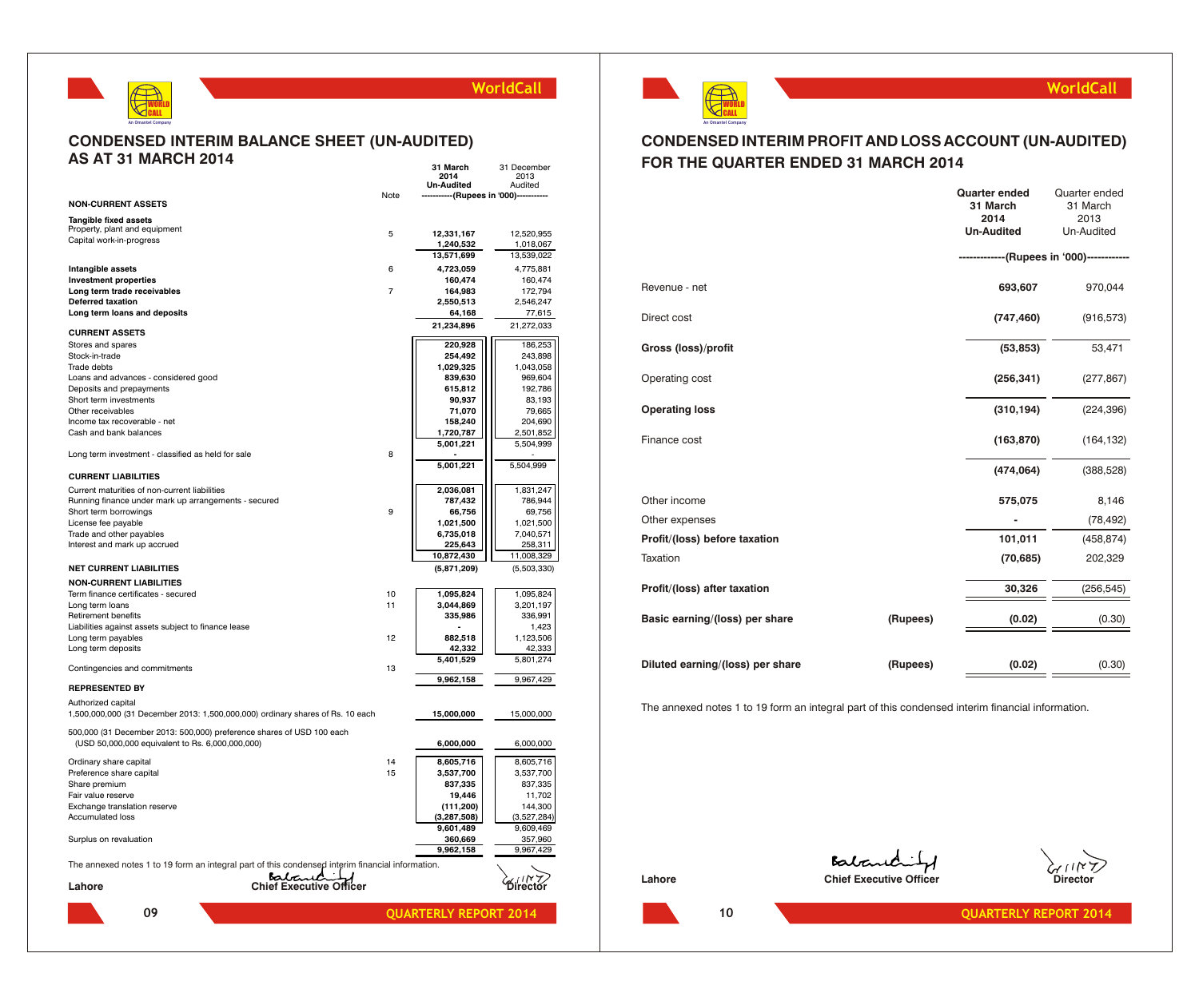## CONDENSED INTERIM BALANCE SHEET (UN-AUDITED) AS AT 31 MARCH 2014

| | Note | 31 March 2014 Un-Audited | 31 December 2013 Audited |
|---|---|---|---|
| | | -----------(Rupees in '000)----------- | |
| **NON-CURRENT ASSETS** | | | |
| **Tangible fixed assets** | | | |
| Property, plant and equipment | 5 | **12,331,167** | 12,520,955 |
| Capital work-in-progress | | **1,240,532** | 1,018,067 |
| | | **13,571,699** | 13,539,022 |
| **Intangible assets** | 6 | **4,723,059** | 4,775,881 |
| **Investment properties** | | **160,474** | 160,474 |
| **Long term trade receivables** | 7 | **164,983** | 172,794 |
| **Deferred taxation** | | **2,550,513** | 2,546,247 |
| **Long term loans and deposits** | | **64,168** | 77,615 |
| | | **21,234,896** | 21,272,033 |
| **CURRENT ASSETS** | | | |
| Stores and spares | | **220,928** | 186,253 |
| Stock-in-trade | | **254,492** | 243,898 |
| Trade debts | | **1,029,325** | 1,043,058 |
| Loans and advances - considered good | | **839,630** | 969,604 |
| Deposits and prepayments | | **615,812** | 192,786 |
| Short term investments | | **90,937** | 83,193 |
| Other receivables | | **71,070** | 79,665 |
| Income tax recoverable - net | | **158,240** | 204,690 |
| Cash and bank balances | | **1,720,787** | 2,501,852 |
| | | **5,001,221** | 5,504,999 |
| Long term investment - classified as held for sale | 8 | **-** | - |
| | | **5,001,221** | 5,504,999 |
| **CURRENT LIABILITIES** | | | |
| Current maturities of non-current liabilities | | **2,036,081** | 1,831,247 |
| Running finance under mark up arrangements - secured | | **787,432** | 786,944 |
| Short term borrowings | 9 | **66,756** | 69,756 |
| License fee payable | | **1,021,500** | 1,021,500 |
| Trade and other payables | | **6,735,018** | 7,040,571 |
| Interest and mark up accrued | | **225,643** | 258,311 |
| | | **10,872,430** | 11,008,329 |
| **NET CURRENT LIABILITIES** | | **(5,871,209)** | (5,503,330) |
| **NON-CURRENT LIABILITIES** | | | |
| Term finance certificates - secured | 10 | **1,095,824** | 1,095,824 |
| Long term loans | 11 | **3,044,869** | 3,201,197 |
| Retirement benefits | | **335,986** | 336,991 |
| Liabilities against assets subject to finance lease | | **-** | 1,423 |
| Long term payables | 12 | **882,518** | 1,123,506 |
| Long term deposits | | **42,332** | 42,333 |
| | | **5,401,529** | 5,801,274 |
| Contingencies and commitments | 13 | | |
| | | **9,962,158** | 9,967,429 |
| **REPRESENTED BY** | | | |
| Authorized capital | | | |
| 1,500,000,000 (31 December 2013: 1,500,000,000) ordinary shares of Rs. 10 each | | **15,000,000** | 15,000,000 |
| 500,000 (31 December 2013: 500,000) preference shares of USD 100 each (USD 50,000,000 equivalent to Rs. 6,000,000,000) | | **6,000,000** | 6,000,000 |
| Ordinary share capital | 14 | **8,605,716** | 8,605,716 |
| Preference share capital | 15 | **3,537,700** | 3,537,700 |
| Share premium | | **837,335** | 837,335 |
| Fair value reserve | | **19,446** | 11,702 |
| Exchange translation reserve | | **(111,200)** | 144,300 |
| Accumulated loss | | **(3,287,508)** | (3,527,284) |
| | | **9,601,489** | 9,609,469 |
| Surplus on revaluation | | **360,669** | 357,960 |
| | | **9,962,158** | 9,967,429 |

The annexed notes 1 to 19 form an integral part of this condensed interim financial information.

Lahore &nbsp;&nbsp;&nbsp; **Chief Executive Officer** &nbsp;&nbsp;&nbsp; **Director**

## CONDENSED INTERIM PROFIT AND LOSS ACCOUNT (UN-AUDITED) FOR THE QUARTER ENDED 31 MARCH 2014

| | | Quarter ended 31 March 2014 Un-Audited | Quarter ended 31 March 2013 Un-Audited |
|---|---|---|---|
| | | -------------(Rupees in '000)------------ | |
| Revenue - net | | **693,607** | 970,044 |
| Direct cost | | **(747,460)** | (916,573) |
| **Gross (loss)/profit** | | **(53,853)** | 53,471 |
| Operating cost | | **(256,341)** | (277,867) |
| **Operating loss** | | **(310,194)** | (224,396) |
| Finance cost | | **(163,870)** | (164,132) |
| | | **(474,064)** | (388,528) |
| Other income | | **575,075** | 8,146 |
| Other expenses | | **-** | (78,492) |
| **Profit/(loss) before taxation** | | **101,011** | (458,874) |
| Taxation | | **(70,685)** | 202,329 |
| **Profit/(loss) after taxation** | | **30,326** | (256,545) |
| **Basic earning/(loss) per share** | **(Rupees)** | **(0.02)** | (0.30) |
| **Diluted earning/(loss) per share** | **(Rupees)** | **(0.02)** | (0.30) |

The annexed notes 1 to 19 form an integral part of this condensed interim financial information.

Lahore &nbsp;&nbsp;&nbsp; **Chief Executive Officer** &nbsp;&nbsp;&nbsp; **Director**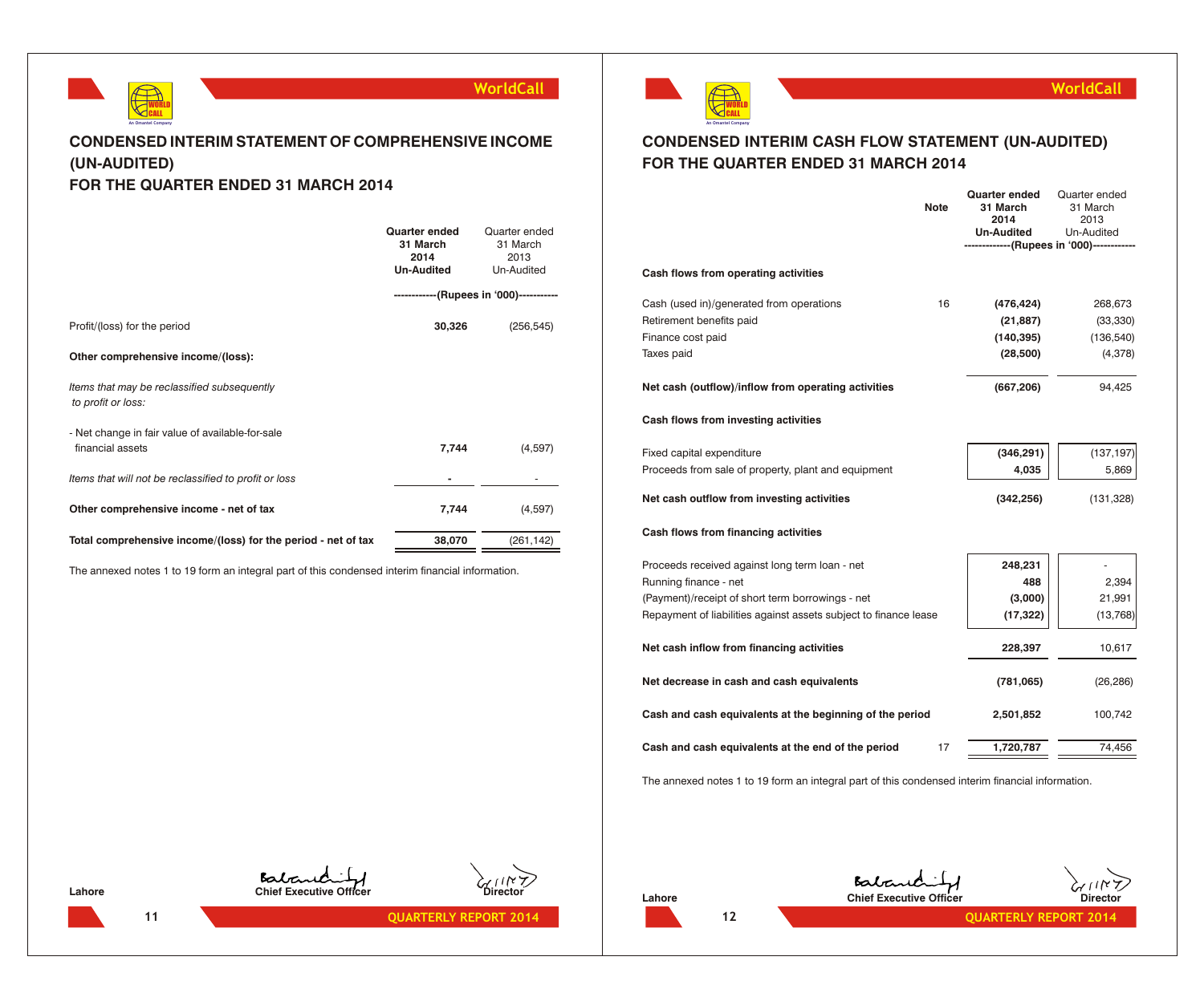## CONDENSED INTERIM STATEMENT OF COMPREHENSIVE INCOME (UN-AUDITED)
## FOR THE QUARTER ENDED 31 MARCH 2014

| | **Quarter ended 31 March 2014 Un-Audited** | Quarter ended 31 March 2013 Un-Audited |
|---|---|---|
| | **------------(Rupees in '000)----------** | |
| Profit/(loss) for the period | **30,326** | (256,545) |
| **Other comprehensive income/(loss):** | | |
| *Items that may be reclassified subsequently to profit or loss:* | | |
| - Net change in fair value of available-for-sale financial assets | **7,744** | (4,597) |
| *Items that will not be reclassified to profit or loss* | **-** | - |
| **Other comprehensive income - net of tax** | **7,744** | (4,597) |
| **Total comprehensive income/(loss) for the period - net of tax** | **38,070** | (261,142) |

The annexed notes 1 to 19 form an integral part of this condensed interim financial information.

Lahore

Chief Executive Officer — Director

## CONDENSED INTERIM CASH FLOW STATEMENT (UN-AUDITED)
## FOR THE QUARTER ENDED 31 MARCH 2014

| | Note | **Quarter ended 31 March 2014 Un-Audited** | Quarter ended 31 March 2013 Un-Audited |
|---|---|---|---|
| | | **-------------(Rupees in '000)------------** | |
| **Cash flows from operating activities** | | | |
| Cash (used in)/generated from operations | 16 | **(476,424)** | 268,673 |
| Retirement benefits paid | | **(21,887)** | (33,330) |
| Finance cost paid | | **(140,395)** | (136,540) |
| Taxes paid | | **(28,500)** | (4,378) |
| **Net cash (outflow)/inflow from operating activities** | | **(667,206)** | 94,425 |
| **Cash flows from investing activities** | | | |
| Fixed capital expenditure | | **(346,291)** | (137,197) |
| Proceeds from sale of property, plant and equipment | | **4,035** | 5,869 |
| **Net cash outflow from investing activities** | | **(342,256)** | (131,328) |
| **Cash flows from financing activities** | | | |
| Proceeds received against long term loan - net | | **248,231** | - |
| Running finance - net | | **488** | 2,394 |
| (Payment)/receipt of short term borrowings - net | | **(3,000)** | 21,991 |
| Repayment of liabilities against assets subject to finance lease | | **(17,322)** | (13,768) |
| **Net cash inflow from financing activities** | | **228,397** | 10,617 |
| **Net decrease in cash and cash equivalents** | | **(781,065)** | (26,286) |
| **Cash and cash equivalents at the beginning of the period** | | **2,501,852** | 100,742 |
| **Cash and cash equivalents at the end of the period** | 17 | **1,720,787** | 74,456 |

The annexed notes 1 to 19 form an integral part of this condensed interim financial information.

Lahore

Chief Executive Officer — Director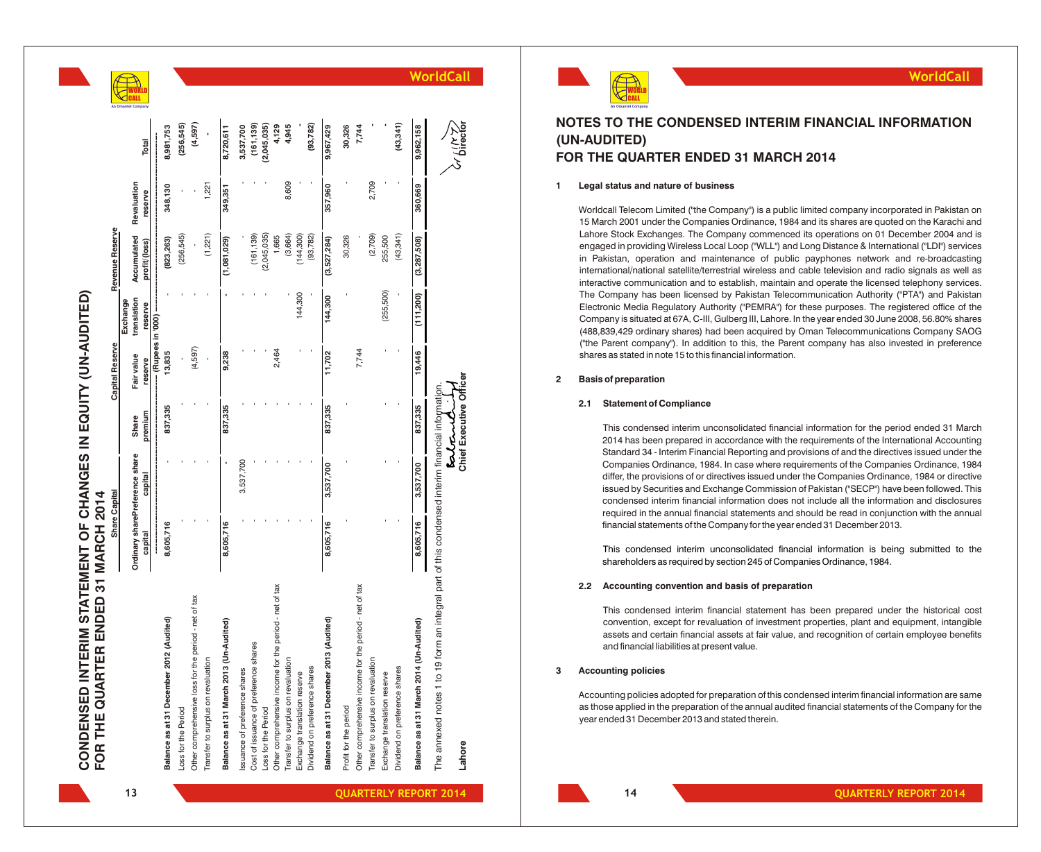# CONDENSED INTERIM STATEMENT OF CHANGES IN EQUITY (UN-AUDITED)
# FOR THE QUARTER ENDED 31 MARCH 2014

| | Share Capital | | Capital Reserve | | | Revenue Reserve | | |
|---|---|---|---|---|---|---|---|---|
| | Ordinary share capital | Preference share capital | Share premium | Fair value reserve | Exchange translation reserve | Accumulated profit/(loss) | Revaluation reserve | Total |
| | (Rupees in '000) | | | | | | | |
| **Balance as at 31 December 2012 (Audited)** | **8,605,716** | | **837,335** | **13,835** | | **(823,263)** | **348,130** | **8,981,753** |
| Loss for the Period | - | - | - | - | - | (256,545) | - | **(256,545)** |
| Other comprehensive loss for the period - net of tax | - | - | - | (4,597) | - | - | - | **(4,597)** |
| Transfer to surplus on revaluation | - | - | - | - | - | (1,221) | 1,221 | **-** |
| **Balance as at 31 March 2013 (Un-Audited)** | **8,605,716** | **-** | **837,335** | **9,238** | **-** | **(1,081,029)** | **349,351** | **8,720,611** |
| Issuance of preference shares | - | 3,537,700 | - | - | - | - | - | **3,537,700** |
| Cost of issuance of preference shares | - | - | - | - | - | (161,139) | - | **(161,139)** |
| Loss for the Period | - | - | - | - | - | (2,045,035) | - | **(2,045,035)** |
| Other comprehensive income for the period - net of tax | - | - | - | 2,464 | - | 1,665 | - | **4,129** |
| Transfer to surplus on revaluation | - | - | - | - | - | (3,664) | 8,609 | **4,945** |
| Exchange translation reserve | - | - | - | - | 144,300 | (144,300) | - | **-** |
| Dividend on preference shares | - | - | - | - | - | (93,782) | - | **(93,782)** |
| **Balance as at 31 December 2013 (Audited)** | **8,605,716** | **3,537,700** | **837,335** | **11,702** | **144,300** | **(3,527,284)** | **357,960** | **9,967,429** |
| Profit for the period | - | - | - | - | - | 30,326 | - | **30,326** |
| Other comprehensive income for the period - net of tax | - | - | - | 7,744 | - | - | - | **7,744** |
| Transfer to surplus on revaluation | - | - | - | - | - | (2,709) | 2,709 | **-** |
| Exchange translation reserve | - | - | - | - | (255,500) | 255,500 | - | **-** |
| Dividend on preference shares | - | - | - | - | - | (43,341) | - | **(43,341)** |
| **Balance as at 31 March 2014 (Un-Audited)** | **8,605,716** | **3,537,700** | **837,335** | **19,446** | **(111,200)** | **(3,287,508)** | **360,669** | **9,962,158** |

The annexed notes 1 to 19 form an integral part of this condensed interim financial information.

**Lahore**

**Chief Executive Officer** **Director**

# NOTES TO THE CONDENSED INTERIM FINANCIAL INFORMATION (UN-AUDITED) FOR THE QUARTER ENDED 31 MARCH 2014

**1 Legal status and nature of business**

Worldcall Telecom Limited ("the Company") is a public limited company incorporated in Pakistan on 15 March 2001 under the Companies Ordinance, 1984 and its shares are quoted on the Karachi and Lahore Stock Exchanges. The Company commenced its operations on 01 December 2004 and is engaged in providing Wireless Local Loop ("WLL") and Long Distance & International ("LDI") services in Pakistan, operation and maintenance of public payphones network and re-broadcasting international/national satellite/terrestrial wireless and cable television and radio signals as well as interactive communication and to establish, maintain and operate the licensed telephony services. The Company has been licensed by Pakistan Telecommunication Authority ("PTA") and Pakistan Electronic Media Regulatory Authority ("PEMRA") for these purposes. The registered office of the Company is situated at 67A, C-III, Gulberg III, Lahore. In the year ended 30 June 2008, 56.80% shares (488,839,429 ordinary shares) had been acquired by Oman Telecommunications Company SAOG ("the Parent company"). In addition to this, the Parent company has also invested in preference shares as stated in note 15 to this financial information.

**2 Basis of preparation**

**2.1 Statement of Compliance**

This condensed interim unconsolidated financial information for the period ended 31 March 2014 has been prepared in accordance with the requirements of the International Accounting Standard 34 - Interim Financial Reporting and provisions of and the directives issued under the Companies Ordinance, 1984. In case where requirements of the Companies Ordinance, 1984 differ, the provisions of or directives issued under the Companies Ordinance, 1984 or directive issued by Securities and Exchange Commission of Pakistan ("SECP") have been followed. This condensed interim financial information does not include all the information and disclosures required in the annual financial statements and should be read in conjunction with the annual financial statements of the Company for the year ended 31 December 2013.

This condensed interim unconsolidated financial information is being submitted to the shareholders as required by section 245 of Companies Ordinance, 1984.

**2.2 Accounting convention and basis of preparation**

This condensed interim financial statement has been prepared under the historical cost convention, except for revaluation of investment properties, plant and equipment, intangible assets and certain financial assets at fair value, and recognition of certain employee benefits and financial liabilities at present value.

**3 Accounting policies**

Accounting policies adopted for preparation of this condensed interim financial information are same as those applied in the preparation of the annual audited financial statements of the Company for the year ended 31 December 2013 and stated therein.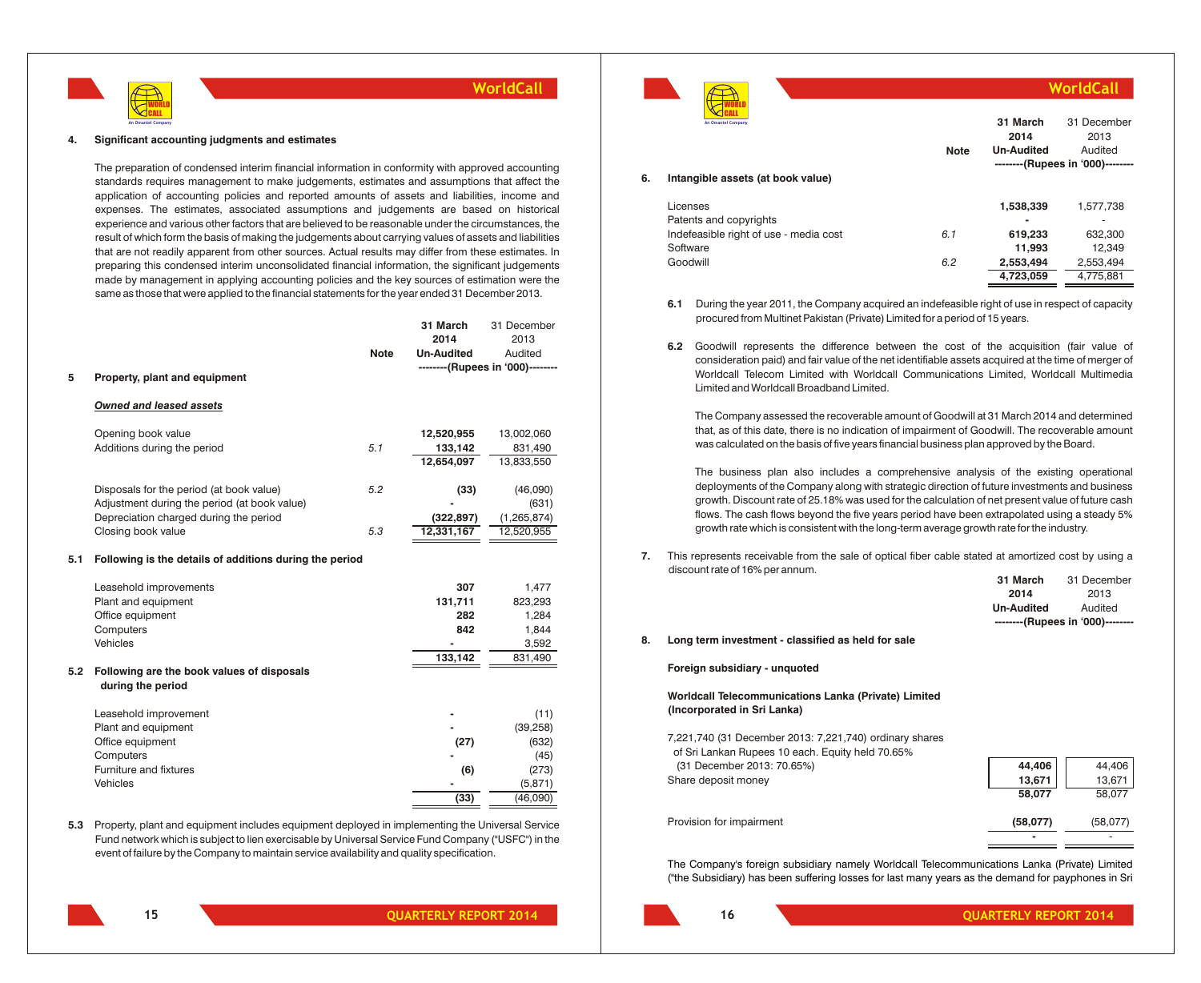## 4. Significant accounting judgments and estimates

The preparation of condensed interim financial information in conformity with approved accounting standards requires management to make judgements, estimates and assumptions that affect the application of accounting policies and reported amounts of assets and liabilities, income and expenses. The estimates, associated assumptions and judgements are based on historical experience and various other factors that are believed to be reasonable under the circumstances, the result of which form the basis of making the judgements about carrying values of assets and liabilities that are not readily apparent from other sources. Actual results may differ from these estimates. In preparing this condensed interim unconsolidated financial information, the significant judgements made by management in applying accounting policies and the key sources of estimation were the same as those that were applied to the financial statements for the year ended 31 December 2013.

| | | Note | 31 March 2014 Un-Audited | 31 December 2013 Audited |
|---|---|---|---|---|
| | | | --------(Rupees in '000)-------- | |
| **5** | **Property, plant and equipment** | | | |
| | ***Owned and leased assets*** | | | |
| | Opening book value | | **12,520,955** | 13,002,060 |
| | Additions during the period | 5.1 | **133,142** | 831,490 |
| | | | **12,654,097** | 13,833,550 |
| | Disposals for the period (at book value) | 5.2 | **(33)** | (46,090) |
| | Adjustment during the period (at book value) | | **-** | (631) |
| | Depreciation charged during the period | | **(322,897)** | (1,265,874) |
| | Closing book value | 5.3 | **12,331,167** | 12,520,955 |

### 5.1 Following is the details of additions during the period

| | 31 March 2014 | 31 December 2013 |
|---|---|---|
| Leasehold improvements | **307** | 1,477 |
| Plant and equipment | **131,711** | 823,293 |
| Office equipment | **282** | 1,284 |
| Computers | **842** | 1,844 |
| Vehicles | **-** | 3,592 |
| | **133,142** | 831,490 |

### 5.2 Following are the book values of disposals during the period

| | 31 March 2014 | 31 December 2013 |
|---|---|---|
| Leasehold improvement | **-** | (11) |
| Plant and equipment | **-** | (39,258) |
| Office equipment | **(27)** | (632) |
| Computers | **-** | (45) |
| Furniture and fixtures | **(6)** | (273) |
| Vehicles | **-** | (5,871) |
| | **(33)** | (46,090) |

**5.3** Property, plant and equipment includes equipment deployed in implementing the Universal Service Fund network which is subject to lien exercisable by Universal Service Fund Company ("USFC") in the event of failure by the Company to maintain service availability and quality specification.

| | | Note | 31 March 2014 Un-Audited | 31 December 2013 Audited |
|---|---|---|---|---|
| | | | --------(Rupees in '000)-------- | |
| **6.** | **Intangible assets (at book value)** | | | |
| | Licenses | | **1,538,339** | 1,577,738 |
| | Patents and copyrights | | **-** | - |
| | Indefeasible right of use - media cost | 6.1 | **619,233** | 632,300 |
| | Software | | **11,993** | 12,349 |
| | Goodwill | 6.2 | **2,553,494** | 2,553,494 |
| | | | **4,723,059** | 4,775,881 |

**6.1** During the year 2011, the Company acquired an indefeasible right of use in respect of capacity procured from Multinet Pakistan (Private) Limited for a period of 15 years.

**6.2** Goodwill represents the difference between the cost of the acquisition (fair value of consideration paid) and fair value of the net identifiable assets acquired at the time of merger of Worldcall Telecom Limited with Worldcall Communications Limited, Worldcall Multimedia Limited and Worldcall Broadband Limited.

The Company assessed the recoverable amount of Goodwill at 31 March 2014 and determined that, as of this date, there is no indication of impairment of Goodwill. The recoverable amount was calculated on the basis of five years financial business plan approved by the Board.

The business plan also includes a comprehensive analysis of the existing operational deployments of the Company along with strategic direction of future investments and business growth. Discount rate of 25.18% was used for the calculation of net present value of future cash flows. The cash flows beyond the five years period have been extrapolated using a steady 5% growth rate which is consistent with the long-term average growth rate for the industry.

**7.** This represents receivable from the sale of optical fiber cable stated at amortized cost by using a discount rate of 16% per annum.

| | | 31 March 2014 Un-Audited | 31 December 2013 Audited |
|---|---|---|---|
| | | --------(Rupees in '000)-------- | |
| **8.** | **Long term investment - classified as held for sale** | | |
| | **Foreign subsidiary - unquoted** | | |
| | **Worldcall Telecommunications Lanka (Private) Limited (Incorporated in Sri Lanka)** | | |
| | 7,221,740 (31 December 2013: 7,221,740) ordinary shares of Sri Lankan Rupees 10 each. Equity held 70.65% (31 December 2013: 70.65%) | **44,406** | 44,406 |
| | Share deposit money | **13,671** | 13,671 |
| | | **58,077** | 58,077 |
| | Provision for impairment | **(58,077)** | (58,077) |
| | | **-** | - |

The Company's foreign subsidiary namely Worldcall Telecommunications Lanka (Private) Limited ("the Subsidiary) has been suffering losses for last many years as the demand for payphones in Sri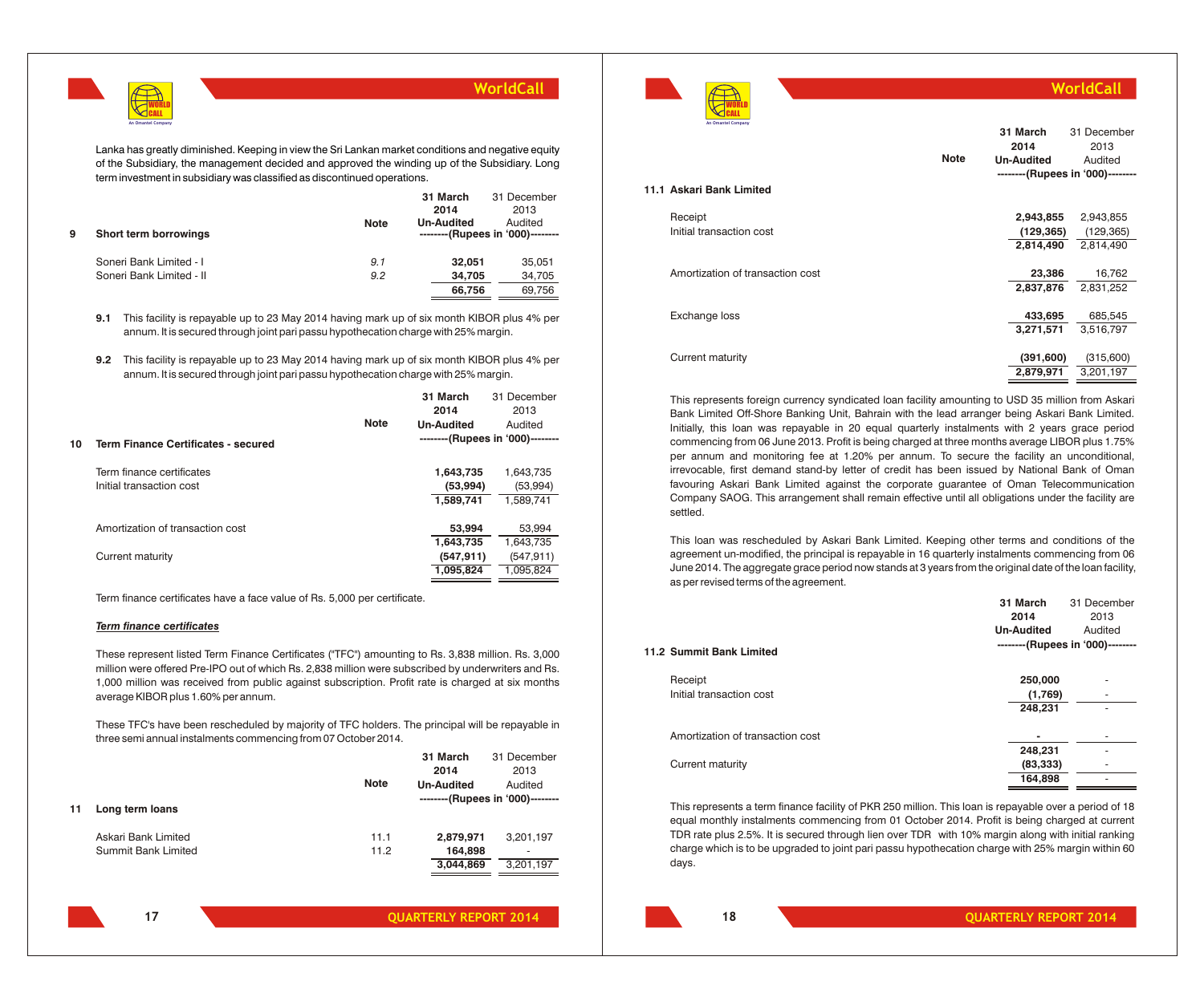Lanka has greatly diminished. Keeping in view the Sri Lankan market conditions and negative equity of the Subsidiary, the management decided and approved the winding up of the Subsidiary. Long term investment in subsidiary was classified as discontinued operations.

| | | Note | 31 March 2014 Un-Audited | 31 December 2013 Audited |
|---|---|---|---|---|
| | | | --------(Rupees in '000)-------- | |
| **9** | **Short term borrowings** | | | |
| | Soneri Bank Limited - I | *9.1* | 32,051 | 35,051 |
| | Soneri Bank Limited - II | *9.2* | 34,705 | 34,705 |
| | | | **66,756** | 69,756 |

**9.1** This facility is repayable up to 23 May 2014 having mark up of six month KIBOR plus 4% per annum. It is secured through joint pari passu hypothecation charge with 25% margin.

**9.2** This facility is repayable up to 23 May 2014 having mark up of six month KIBOR plus 4% per annum. It is secured through joint pari passu hypothecation charge with 25% margin.

| | | Note | 31 March 2014 Un-Audited | 31 December 2013 Audited |
|---|---|---|---|---|
| | | | --------(Rupees in '000)-------- | |
| **10** | **Term Finance Certificates - secured** | | | |
| | Term finance certificates | | 1,643,735 | 1,643,735 |
| | Initial transaction cost | | (53,994) | (53,994) |
| | | | **1,589,741** | 1,589,741 |
| | Amortization of transaction cost | | 53,994 | 53,994 |
| | | | **1,643,735** | 1,643,735 |
| | Current maturity | | (547,911) | (547,911) |
| | | | **1,095,824** | 1,095,824 |

Term finance certificates have a face value of Rs. 5,000 per certificate.

***Term finance certificates***

These represent listed Term Finance Certificates ("TFC") amounting to Rs. 3,838 million. Rs. 3,000 million were offered Pre-IPO out of which Rs. 2,838 million were subscribed by underwriters and Rs. 1,000 million was received from public against subscription. Profit rate is charged at six months average KIBOR plus 1.60% per annum.

These TFC's have been rescheduled by majority of TFC holders. The principal will be repayable in three semi annual instalments commencing from 07 October 2014.

| | | Note | 31 March 2014 Un-Audited | 31 December 2013 Audited |
|---|---|---|---|---|
| | | | --------(Rupees in '000)-------- | |
| **11** | **Long term loans** | | | |
| | Askari Bank Limited | 11.1 | 2,879,971 | 3,201,197 |
| | Summit Bank Limited | 11.2 | 164,898 | - |
| | | | **3,044,869** | 3,201,197 |

| | Note | 31 March 2014 Un-Audited | 31 December 2013 Audited |
|---|---|---|---|
| | | --------(Rupees in '000)-------- | |
| **11.1 Askari Bank Limited** | | | |
| Receipt | | 2,943,855 | 2,943,855 |
| Initial transaction cost | | (129,365) | (129,365) |
| | | **2,814,490** | 2,814,490 |
| Amortization of transaction cost | | 23,386 | 16,762 |
| | | **2,837,876** | 2,831,252 |
| Exchange loss | | 433,695 | 685,545 |
| | | **3,271,571** | 3,516,797 |
| Current maturity | | (391,600) | (315,600) |
| | | **2,879,971** | 3,201,197 |

This represents foreign currency syndicated loan facility amounting to USD 35 million from Askari Bank Limited Off-Shore Banking Unit, Bahrain with the lead arranger being Askari Bank Limited. Initially, this loan was repayable in 20 equal quarterly instalments with 2 years grace period commencing from 06 June 2013. Profit is being charged at three months average LIBOR plus 1.75% per annum and monitoring fee at 1.20% per annum. To secure the facility an unconditional, irrevocable, first demand stand-by letter of credit has been issued by National Bank of Oman favouring Askari Bank Limited against the corporate guarantee of Oman Telecommunication Company SAOG. This arrangement shall remain effective until all obligations under the facility are settled.

This loan was rescheduled by Askari Bank Limited. Keeping other terms and conditions of the agreement un-modified, the principal is repayable in 16 quarterly instalments commencing from 06 June 2014. The aggregate grace period now stands at 3 years from the original date of the loan facility, as per revised terms of the agreement.

| | 31 March 2014 Un-Audited | 31 December 2013 Audited |
|---|---|---|
| | --------(Rupees in '000)-------- | |
| **11.2 Summit Bank Limited** | | |
| Receipt | 250,000 | - |
| Initial transaction cost | (1,769) | - |
| | **248,231** | - |
| Amortization of transaction cost | - | - |
| | **248,231** | - |
| Current maturity | (83,333) | - |
| | **164,898** | - |

This represents a term finance facility of PKR 250 million. This loan is repayable over a period of 18 equal monthly instalments commencing from 01 October 2014. Profit is being charged at current TDR rate plus 2.5%. It is secured through lien over TDR with 10% margin along with initial ranking charge which is to be upgraded to joint pari passu hypothecation charge with 25% margin within 60 days.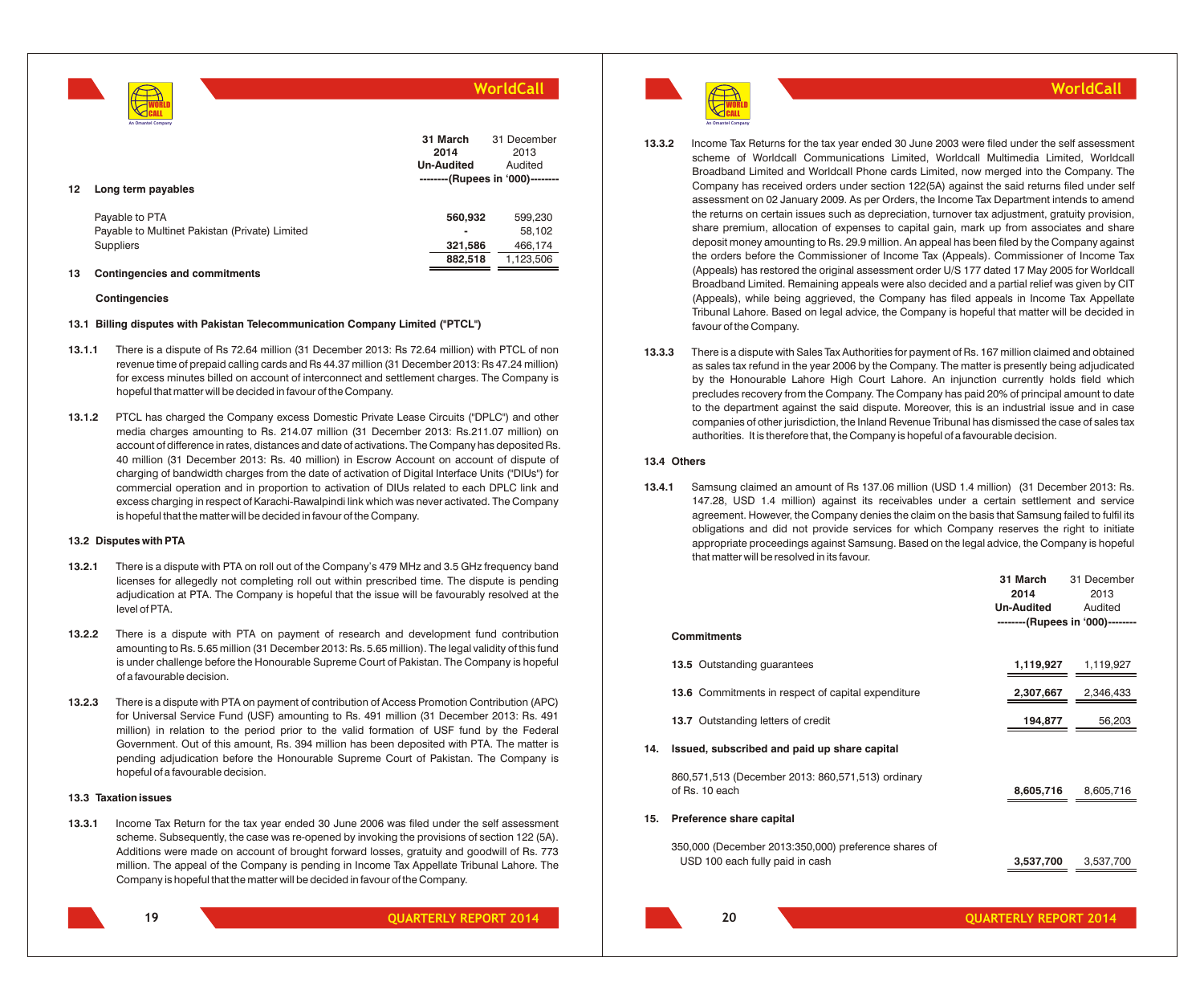| | 31 March 2014 Un-Audited | 31 December 2013 Audited |
|---|---|---|
| | --------(Rupees in '000)-------- | |
| **12 Long term payables** | | |
| Payable to PTA | 560,932 | 599,230 |
| Payable to Multinet Pakistan (Private) Limited | - | 58,102 |
| Suppliers | 321,586 | 466,174 |
| | 882,518 | 1,123,506 |

## 13 Contingencies and commitments

**Contingencies**

### 13.1 Billing disputes with Pakistan Telecommunication Company Limited ("PTCL")

**13.1.1** There is a dispute of Rs 72.64 million (31 December 2013: Rs 72.64 million) with PTCL of non revenue time of prepaid calling cards and Rs 44.37 million (31 December 2013: Rs 47.24 million) for excess minutes billed on account of interconnect and settlement charges. The Company is hopeful that matter will be decided in favour of the Company.

**13.1.2** PTCL has charged the Company excess Domestic Private Lease Circuits ("DPLC") and other media charges amounting to Rs. 214.07 million (31 December 2013: Rs.211.07 million) on account of difference in rates, distances and date of activations. The Company has deposited Rs. 40 million (31 December 2013: Rs. 40 million) in Escrow Account on account of dispute of charging of bandwidth charges from the date of activation of Digital Interface Units ("DIUs") for commercial operation and in proportion to activation of DIUs related to each DPLC link and excess charging in respect of Karachi-Rawalpindi link which was never activated. The Company is hopeful that the matter will be decided in favour of the Company.

### 13.2 Disputes with PTA

**13.2.1** There is a dispute with PTA on roll out of the Company's 479 MHz and 3.5 GHz frequency band licenses for allegedly not completing roll out within prescribed time. The dispute is pending adjudication at PTA. The Company is hopeful that the issue will be favourably resolved at the level of PTA.

**13.2.2** There is a dispute with PTA on payment of research and development fund contribution amounting to Rs. 5.65 million (31 December 2013: Rs. 5.65 million). The legal validity of this fund is under challenge before the Honourable Supreme Court of Pakistan. The Company is hopeful of a favourable decision.

**13.2.3** There is a dispute with PTA on payment of contribution of Access Promotion Contribution (APC) for Universal Service Fund (USF) amounting to Rs. 491 million (31 December 2013: Rs. 491 million) in relation to the period prior to the valid formation of USF fund by the Federal Government. Out of this amount, Rs. 394 million has been deposited with PTA. The matter is pending adjudication before the Honourable Supreme Court of Pakistan. The Company is hopeful of a favourable decision.

### 13.3 Taxation issues

**13.3.1** Income Tax Return for the tax year ended 30 June 2006 was filed under the self assessment scheme. Subsequently, the case was re-opened by invoking the provisions of section 122 (5A). Additions were made on account of brought forward losses, gratuity and goodwill of Rs. 773 million. The appeal of the Company is pending in Income Tax Appellate Tribunal Lahore. The Company is hopeful that the matter will be decided in favour of the Company.

**13.3.2** Income Tax Returns for the tax year ended 30 June 2003 were filed under the self assessment scheme of Worldcall Communications Limited, Worldcall Multimedia Limited, Worldcall Broadband Limited and Worldcall Phone cards Limited, now merged into the Company. The Company has received orders under section 122(5A) against the said returns filed under self assessment on 02 January 2009. As per Orders, the Income Tax Department intends to amend the returns on certain issues such as depreciation, turnover tax adjustment, gratuity provision, share premium, allocation of expenses to capital gain, mark up from associates and share deposit money amounting to Rs. 29.9 million. An appeal has been filed by the Company against the orders before the Commissioner of Income Tax (Appeals). Commissioner of Income Tax (Appeals) has restored the original assessment order U/S 177 dated 17 May 2005 for Worldcall Broadband Limited. Remaining appeals were also decided and a partial relief was given by CIT (Appeals), while being aggrieved, the Company has filed appeals in Income Tax Appellate Tribunal Lahore. Based on legal advice, the Company is hopeful that matter will be decided in favour of the Company.

**13.3.3** There is a dispute with Sales Tax Authorities for payment of Rs. 167 million claimed and obtained as sales tax refund in the year 2006 by the Company. The matter is presently being adjudicated by the Honourable Lahore High Court Lahore. An injunction currently holds field which precludes recovery from the Company. The Company has paid 20% of principal amount to date to the department against the said dispute. Moreover, this is an industrial issue and in case companies of other jurisdiction, the Inland Revenue Tribunal has dismissed the case of sales tax authorities. It is therefore that, the Company is hopeful of a favourable decision.

### 13.4 Others

**13.4.1** Samsung claimed an amount of Rs 137.06 million (USD 1.4 million) (31 December 2013: Rs. 147.28, USD 1.4 million) against its receivables under a certain settlement and service agreement. However, the Company denies the claim on the basis that Samsung failed to fulfil its obligations and did not provide services for which Company reserves the right to initiate appropriate proceedings against Samsung. Based on the legal advice, the Company is hopeful that matter will be resolved in its favour.

| | 31 March 2014 Un-Audited | 31 December 2013 Audited |
|---|---|---|
| | --------(Rupees in '000)-------- | |
| **Commitments** | | |
| **13.5** Outstanding guarantees | 1,119,927 | 1,119,927 |
| **13.6** Commitments in respect of capital expenditure | 2,307,667 | 2,346,433 |
| **13.7** Outstanding letters of credit | 194,877 | 56,203 |
| **14. Issued, subscribed and paid up share capital** | | |
| 860,571,513 (December 2013: 860,571,513) ordinary of Rs. 10 each | 8,605,716 | 8,605,716 |
| **15. Preference share capital** | | |
| 350,000 (December 2013:350,000) preference shares of USD 100 each fully paid in cash | 3,537,700 | 3,537,700 |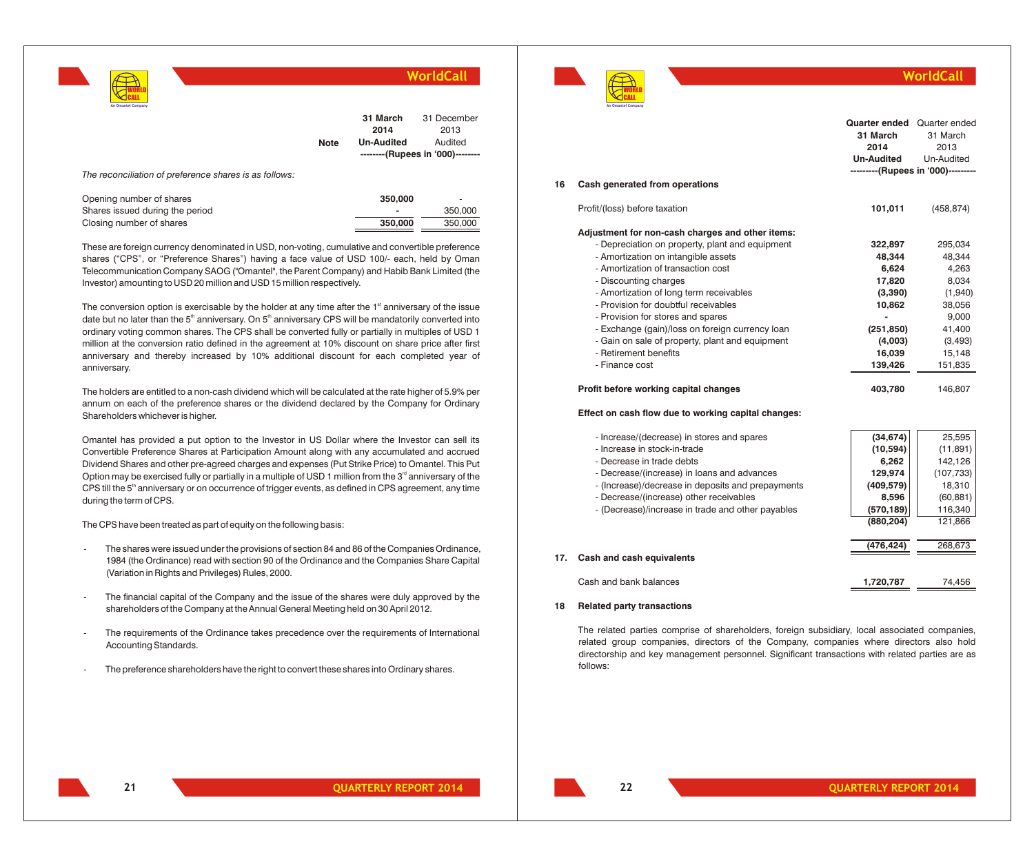| | Note | 31 March 2014 Un-Audited | 31 December 2013 Audited |
|---|---|---|---|
| | | --------(Rupees in '000)-------- | |

*The reconciliation of preference shares is as follows:*

| | 31 March 2014 | 31 December 2013 |
|---|---|---|
| Opening number of shares | **350,000** | - |
| Shares issued during the period | **-** | 350,000 |
| Closing number of shares | **350,000** | 350,000 |

These are foreign currency denominated in USD, non-voting, cumulative and convertible preference shares ("CPS", or "Preference Shares") having a face value of USD 100/- each, held by Oman Telecommunication Company SAOG ("Omantel", the Parent Company) and Habib Bank Limited (the Investor) amounting to USD 20 million and USD 15 million respectively.

The conversion option is exercisable by the holder at any time after the 1st anniversary of the issue date but no later than the 5th anniversary. On 5th anniversary CPS will be mandatorily converted into ordinary voting common shares. The CPS shall be converted fully or partially in multiples of USD 1 million at the conversion ratio defined in the agreement at 10% discount on share price after first anniversary and thereby increased by 10% additional discount for each completed year of anniversary.

The holders are entitled to a non-cash dividend which will be calculated at the rate higher of 5.9% per annum on each of the preference shares or the dividend declared by the Company for Ordinary Shareholders whichever is higher.

Omantel has provided a put option to the Investor in US Dollar where the Investor can sell its Convertible Preference Shares at Participation Amount along with any accumulated and accrued Dividend Shares and other pre-agreed charges and expenses (Put Strike Price) to Omantel. This Put Option may be exercised fully or partially in a multiple of USD 1 million from the 3rd anniversary of the CPS till the 5th anniversary or on occurrence of trigger events, as defined in CPS agreement, any time during the term of CPS.

The CPS have been treated as part of equity on the following basis:

- The shares were issued under the provisions of section 84 and 86 of the Companies Ordinance, 1984 (the Ordinance) read with section 90 of the Ordinance and the Companies Share Capital (Variation in Rights and Privileges) Rules, 2000.
- The financial capital of the Company and the issue of the shares were duly approved by the shareholders of the Company at the Annual General Meeting held on 30 April 2012.
- The requirements of the Ordinance takes precedence over the requirements of International Accounting Standards.
- The preference shareholders have the right to convert these shares into Ordinary shares.

| | Quarter ended 31 March 2014 Un-Audited | Quarter ended 31 March 2013 Un-Audited |
|---|---|---|
| | ---------(Rupees in '000)--------- | |
| **16 Cash generated from operations** | | |
| Profit/(loss) before taxation | **101,011** | (458,874) |
| **Adjustment for non-cash charges and other items:** | | |
| - Depreciation on property, plant and equipment | **322,897** | 295,034 |
| - Amortization on intangible assets | **48,344** | 48,344 |
| - Amortization of transaction cost | **6,624** | 4,263 |
| - Discounting charges | **17,820** | 8,034 |
| - Amortization of long term receivables | **(3,390)** | (1,940) |
| - Provision for doubtful receivables | **10,862** | 38,056 |
| - Provision for stores and spares | **-** | 9,000 |
| - Exchange (gain)/loss on foreign currency loan | **(251,850)** | 41,400 |
| - Gain on sale of property, plant and equipment | **(4,003)** | (3,493) |
| - Retirement benefits | **16,039** | 15,148 |
| - Finance cost | **139,426** | 151,835 |
| **Profit before working capital changes** | **403,780** | 146,807 |
| **Effect on cash flow due to working capital changes:** | | |
| - Increase/(decrease) in stores and spares | **(34,674)** | 25,595 |
| - Increase in stock-in-trade | **(10,594)** | (11,891) |
| - Decrease in trade debts | **6,262** | 142,126 |
| - Decrease/(increase) in loans and advances | **129,974** | (107,733) |
| - (Increase)/decrease in deposits and prepayments | **(409,579)** | 18,310 |
| - Decrease/(increase) other receivables | **8,596** | (60,881) |
| - (Decrease)/increase in trade and other payables | **(570,189)** | 116,340 |
| | **(880,204)** | 121,866 |
| | **(476,424)** | 268,673 |
| **17. Cash and cash equivalents** | | |
| Cash and bank balances | **1,720,787** | 74,456 |

**18 Related party transactions**

The related parties comprise of shareholders, foreign subsidiary, local associated companies, related group companies, directors of the Company, companies where directors also hold directorship and key management personnel. Significant transactions with related parties are as follows: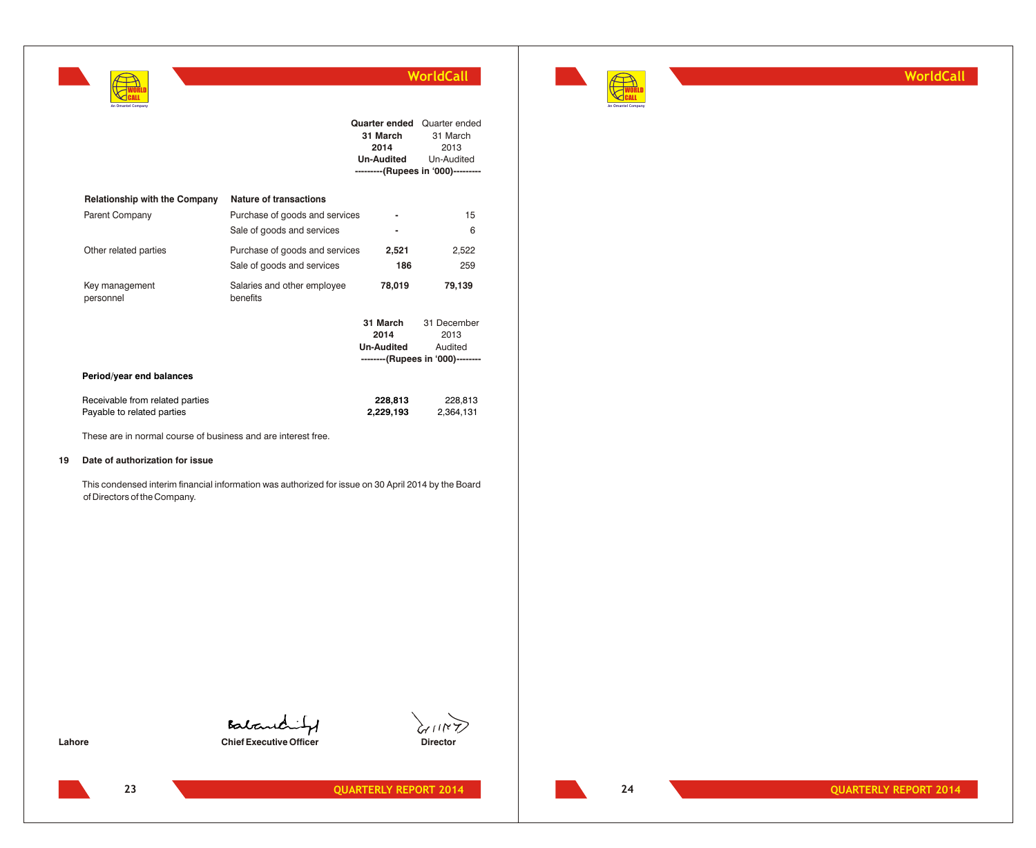| Relationship with the Company | Nature of transactions | Quarter ended 31 March 2014 Un-Audited | Quarter ended 31 March 2013 Un-Audited |
|---|---|---|---|
| | | ---------(Rupees in '000)--------- | |
| Parent Company | Purchase of goods and services | **-** | 15 |
| | Sale of goods and services | **-** | 6 |
| Other related parties | Purchase of goods and services | **2,521** | 2,522 |
| | Sale of goods and services | **186** | 259 |
| Key management personnel | Salaries and other employee benefits | **78,019** | **79,139** |

| | 31 March 2014 Un-Audited | 31 December 2013 Audited |
|---|---|---|
| | --------(Rupees in '000)-------- | |
| **Period/year end balances** | | |
| Receivable from related parties | **228,813** | 228,813 |
| Payable to related parties | **2,229,193** | 2,364,131 |

These are in normal course of business and are interest free.

## 19 Date of authorization for issue

This condensed interim financial information was authorized for issue on 30 April 2014 by the Board of Directors of the Company.

**Lahore** | **Chief Executive Officer** | **Director**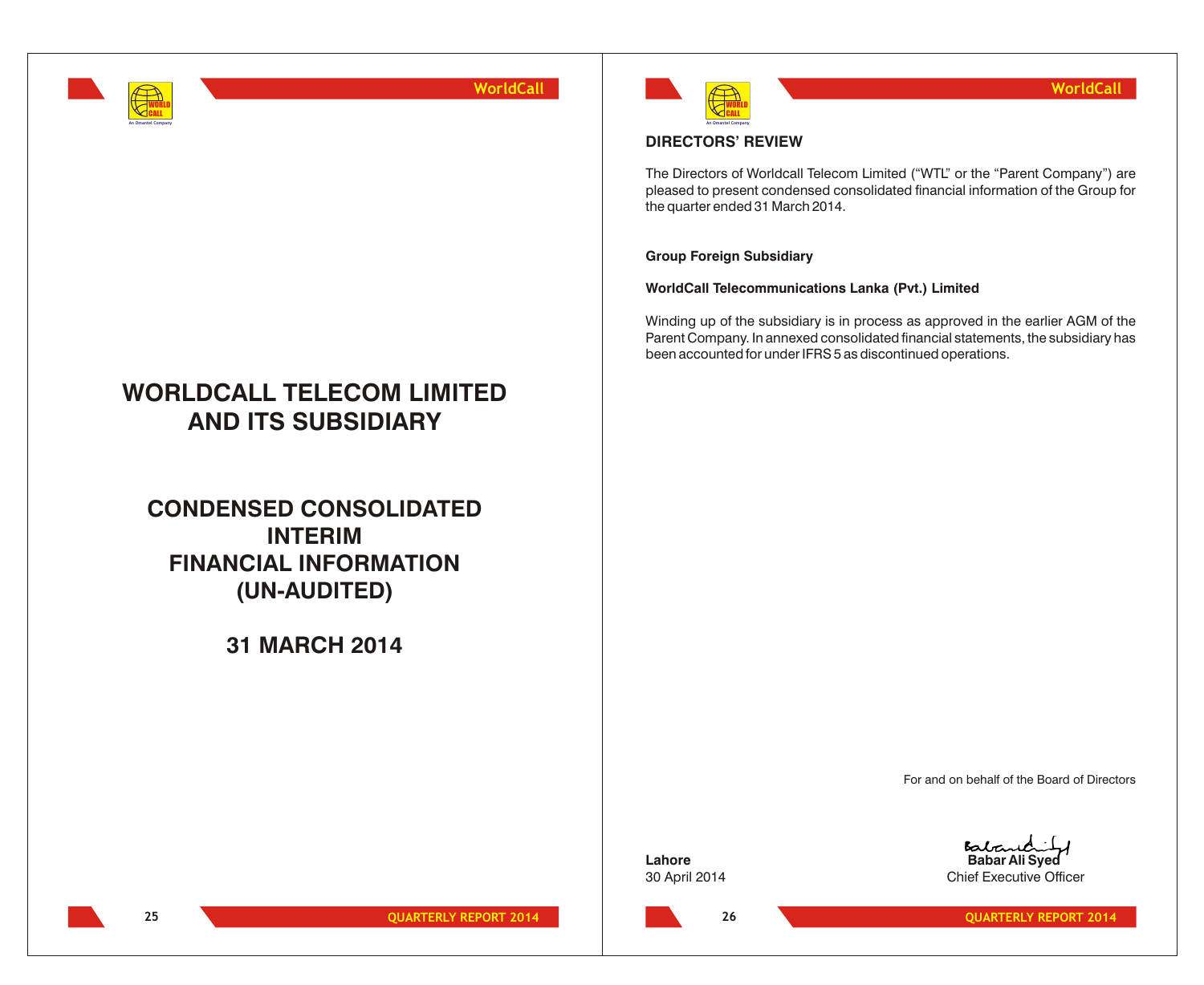# WORLDCALL TELECOM LIMITED AND ITS SUBSIDIARY

## CONDENSED CONSOLIDATED INTERIM FINANCIAL INFORMATION (UN-AUDITED)

## 31 MARCH 2014

## DIRECTORS' REVIEW

The Directors of Worldcall Telecom Limited ("WTL" or the "Parent Company") are pleased to present condensed consolidated financial information of the Group for the quarter ended 31 March 2014.

**Group Foreign Subsidiary**

**WorldCall Telecommunications Lanka (Pvt.) Limited**

Winding up of the subsidiary is in process as approved in the earlier AGM of the Parent Company. In annexed consolidated financial statements, the subsidiary has been accounted for under IFRS 5 as discontinued operations.

For and on behalf of the Board of Directors

**Lahore**
30 April 2014

**Babar Ali Syed**
Chief Executive Officer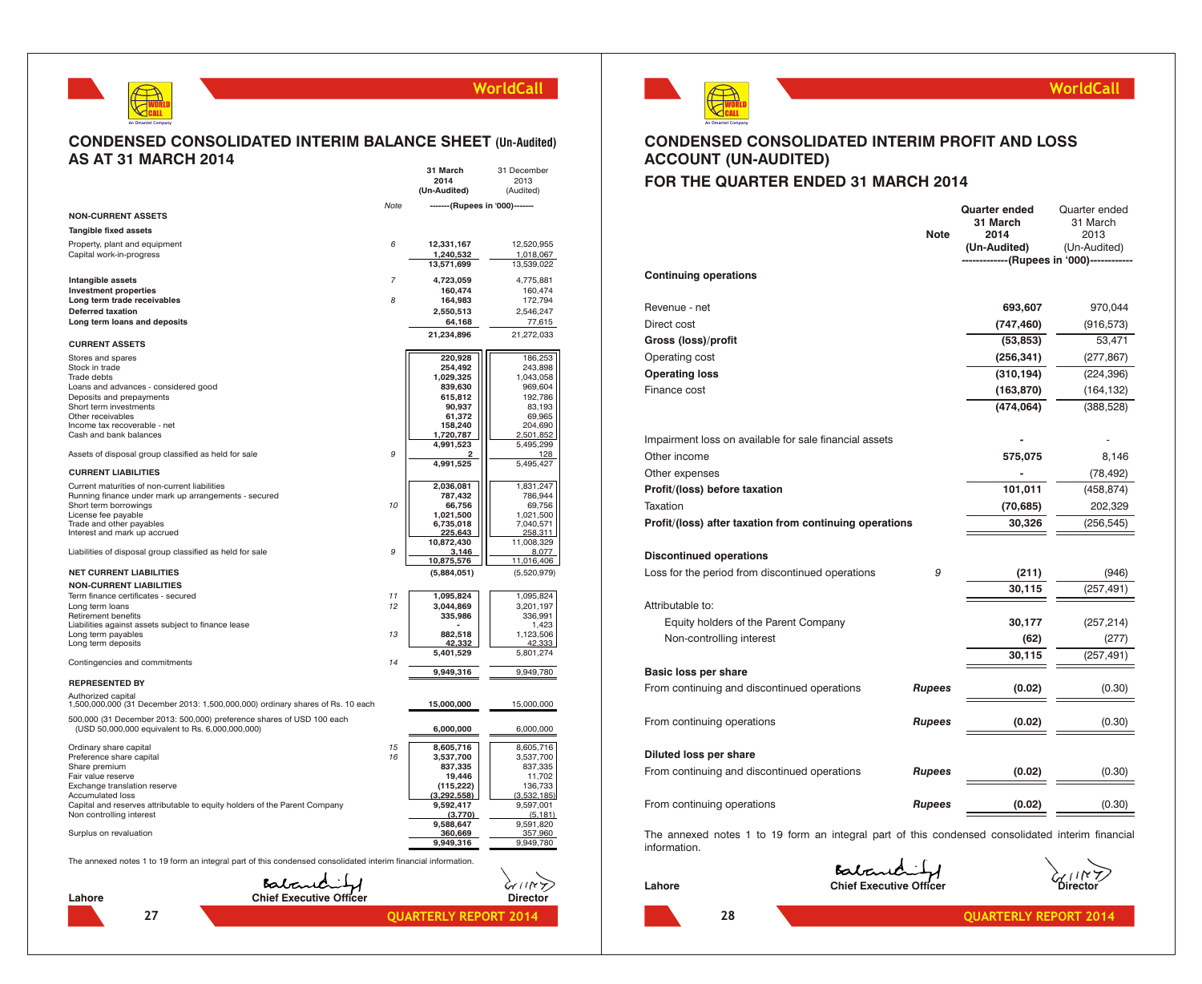## CONDENSED CONSOLIDATED INTERIM BALANCE SHEET (Un-Audited) AS AT 31 MARCH 2014

| | Note | 31 March 2014 (Un-Audited) | 31 December 2013 (Audited) |
|---|---|---|---|
| | | -------(Rupees in '000)------- | |
| **NON-CURRENT ASSETS** | | | |
| **Tangible fixed assets** | | | |
| Property, plant and equipment | 6 | 12,331,167 | 12,520,955 |
| Capital work-in-progress | | 1,240,532 | 1,018,067 |
| | | 13,571,699 | 13,539,022 |
| **Intangible assets** | 7 | 4,723,059 | 4,775,881 |
| **Investment properties** | | 160,474 | 160,474 |
| **Long term trade receivables** | 8 | 164,983 | 172,794 |
| **Deferred taxation** | | 2,550,513 | 2,546,247 |
| **Long term loans and deposits** | | 64,168 | 77,615 |
| | | 21,234,896 | 21,272,033 |
| **CURRENT ASSETS** | | | |
| Stores and spares | | 220,928 | 186,253 |
| Stock in trade | | 254,492 | 243,898 |
| Trade debts | | 1,029,325 | 1,043,058 |
| Loans and advances - considered good | | 839,630 | 969,604 |
| Deposits and prepayments | | 615,812 | 192,786 |
| Short term investments | | 90,937 | 83,193 |
| Other receivables | | 61,372 | 69,965 |
| Income tax recoverable - net | | 158,240 | 204,690 |
| Cash and bank balances | | 1,720,787 | 2,501,852 |
| | | 4,991,523 | 5,495,299 |
| Assets of disposal group classified as held for sale | 9 | 2 | 128 |
| | | 4,991,525 | 5,495,427 |
| **CURRENT LIABILITIES** | | | |
| Current maturities of non-current liabilities | | 2,036,081 | 1,831,247 |
| Running finance under mark up arrangements - secured | | 787,432 | 786,944 |
| Short term borrowings | 10 | 66,756 | 69,756 |
| License fee payable | | 1,021,500 | 1,021,500 |
| Trade and other payables | | 6,735,018 | 7,040,571 |
| Interest and mark up accrued | | 225,643 | 258,311 |
| | | 10,872,430 | 11,008,329 |
| Liabilities of disposal group classified as held for sale | 9 | 3,146 | 8,077 |
| | | 10,875,576 | 11,016,406 |
| **NET CURRENT LIABILITIES** | | (5,884,051) | (5,520,979) |
| **NON-CURRENT LIABILITIES** | | | |
| Term finance certificates - secured | 11 | 1,095,824 | 1,095,824 |
| Long term loans | 12 | 3,044,869 | 3,201,197 |
| Retirement benefits | | 335,986 | 336,991 |
| Liabilities against assets subject to finance lease | | - | 1,423 |
| Long term payables | 13 | 882,518 | 1,123,506 |
| Long term deposits | | 42,332 | 42,333 |
| | | 5,401,529 | 5,801,274 |
| Contingencies and commitments | 14 | | |
| | | 9,949,316 | 9,949,780 |
| **REPRESENTED BY** | | | |
| Authorized capital<br>1,500,000,000 (31 December 2013: 1,500,000,000) ordinary shares of Rs. 10 each | | 15,000,000 | 15,000,000 |
| 500,000 (31 December 2013: 500,000) preference shares of USD 100 each (USD 50,000,000 equivalent to Rs. 6,000,000,000) | | 6,000,000 | 6,000,000 |
| Ordinary share capital | 15 | 8,605,716 | 8,605,716 |
| Preference share capital | 16 | 3,537,700 | 3,537,700 |
| Share premium | | 837,335 | 837,335 |
| Fair value reserve | | 19,446 | 11,702 |
| Exchange translation reserve | | (115,222) | 136,733 |
| Accumulated loss | | (3,292,558) | (3,532,185) |
| Capital and reserves attributable to equity holders of the Parent Company | | 9,592,417 | 9,597,001 |
| Non controlling interest | | (3,770) | (5,181) |
| | | 9,588,647 | 9,591,820 |
| Surplus on revaluation | | 360,669 | 357,960 |
| | | 9,949,316 | 9,949,780 |

The annexed notes 1 to 19 form an integral part of this condensed consolidated interim financial information.

Lahore — Chief Executive Officer — Director

## CONDENSED CONSOLIDATED INTERIM PROFIT AND LOSS ACCOUNT (UN-AUDITED) FOR THE QUARTER ENDED 31 MARCH 2014

| | Note | Quarter ended 31 March 2014 (Un-Audited) | Quarter ended 31 March 2013 (Un-Audited) |
|---|---|---|---|
| | | -------------(Rupees in '000)------------ | |
| **Continuing operations** | | | |
| Revenue - net | | 693,607 | 970,044 |
| Direct cost | | (747,460) | (916,573) |
| **Gross (loss)/profit** | | (53,853) | 53,471 |
| Operating cost | | (256,341) | (277,867) |
| **Operating loss** | | (310,194) | (224,396) |
| Finance cost | | (163,870) | (164,132) |
| | | (474,064) | (388,528) |
| Impairment loss on available for sale financial assets | | - | - |
| Other income | | 575,075 | 8,146 |
| Other expenses | | - | (78,492) |
| **Profit/(loss) before taxation** | | 101,011 | (458,874) |
| Taxation | | (70,685) | 202,329 |
| **Profit/(loss) after taxation from continuing operations** | | 30,326 | (256,545) |
| **Discontinued operations** | | | |
| Loss for the period from discontinued operations | 9 | (211) | (946) |
| | | 30,115 | (257,491) |
| Attributable to: | | | |
| Equity holders of the Parent Company | | 30,177 | (257,214) |
| Non-controlling interest | | (62) | (277) |
| | | 30,115 | (257,491) |
| **Basic loss per share** | | | |
| From continuing and discontinued operations | *Rupees* | (0.02) | (0.30) |
| From continuing operations | *Rupees* | (0.02) | (0.30) |
| **Diluted loss per share** | | | |
| From continuing and discontinued operations | *Rupees* | (0.02) | (0.30) |
| From continuing operations | *Rupees* | (0.02) | (0.30) |

The annexed notes 1 to 19 form an integral part of this condensed consolidated interim financial information.

Lahore — Chief Executive Officer — Director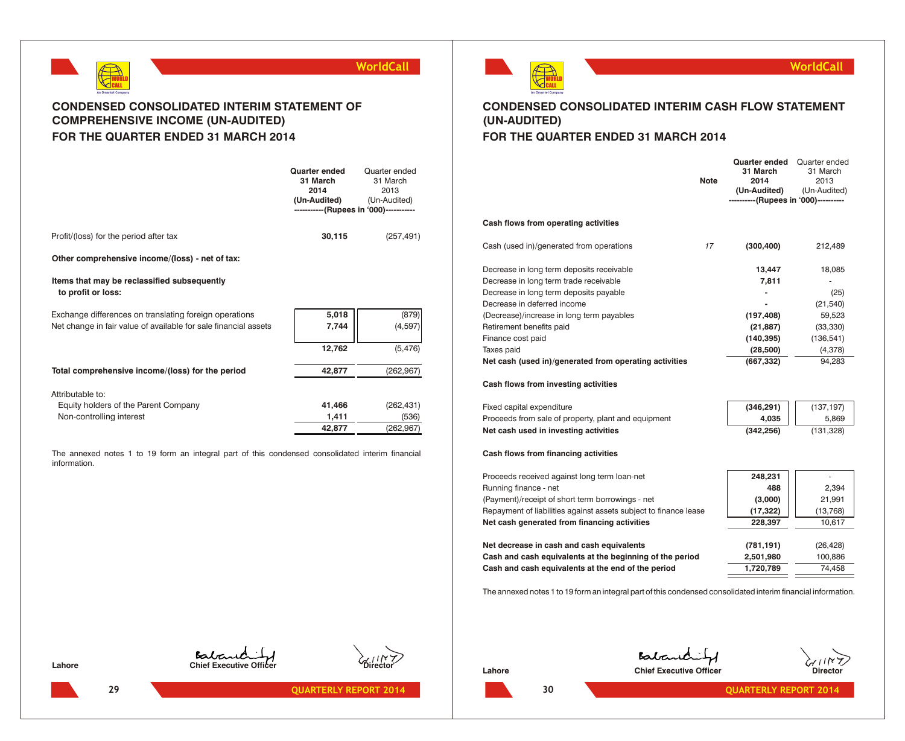# CONDENSED CONSOLIDATED INTERIM STATEMENT OF COMPREHENSIVE INCOME (UN-AUDITED)

## FOR THE QUARTER ENDED 31 MARCH 2014

| | Quarter ended 31 March 2014 (Un-Audited) | Quarter ended 31 March 2013 (Un-Audited) |
|---|---|---|
| | -----------(Rupees in '000)----------- | |
| Profit/(loss) for the period after tax | **30,115** | (257,491) |
| **Other comprehensive income/(loss) - net of tax:** | | |
| **Items that may be reclassified subsequently to profit or loss:** | | |
| Exchange differences on translating foreign operations | **5,018** | (879) |
| Net change in fair value of available for sale financial assets | **7,744** | (4,597) |
| | **12,762** | (5,476) |
| **Total comprehensive income/(loss) for the period** | **42,877** | (262,967) |
| Attributable to: | | |
| Equity holders of the Parent Company | **41,466** | (262,431) |
| Non-controlling interest | **1,411** | (536) |
| | **42,877** | (262,967) |

The annexed notes 1 to 19 form an integral part of this condensed consolidated interim financial information.

Lahore

**Chief Executive Officer** **Director**

# CONDENSED CONSOLIDATED INTERIM CASH FLOW STATEMENT (UN-AUDITED)

## FOR THE QUARTER ENDED 31 MARCH 2014

| | Note | Quarter ended 31 March 2014 (Un-Audited) | Quarter ended 31 March 2013 (Un-Audited) |
|---|---|---|---|
| | | ----------(Rupees in '000)---------- | |
| **Cash flows from operating activities** | | | |
| Cash (used in)/generated from operations | 17 | **(300,400)** | 212,489 |
| Decrease in long term deposits receivable | | **13,447** | 18,085 |
| Decrease in long term trade receivable | | **7,811** | - |
| Decrease in long term deposits payable | | **-** | (25) |
| Decrease in deferred income | | **-** | (21,540) |
| (Decrease)/increase in long term payables | | **(197,408)** | 59,523 |
| Retirement benefits paid | | **(21,887)** | (33,330) |
| Finance cost paid | | **(140,395)** | (136,541) |
| Taxes paid | | **(28,500)** | (4,378) |
| **Net cash (used in)/generated from operating activities** | | **(667,332)** | 94,283 |
| **Cash flows from investing activities** | | | |
| Fixed capital expenditure | | **(346,291)** | (137,197) |
| Proceeds from sale of property, plant and equipment | | **4,035** | 5,869 |
| **Net cash used in investing activities** | | **(342,256)** | (131,328) |
| **Cash flows from financing activities** | | | |
| Proceeds received against long term loan-net | | **248,231** | - |
| Running finance - net | | **488** | 2,394 |
| (Payment)/receipt of short term borrowings - net | | **(3,000)** | 21,991 |
| Repayment of liabilities against assets subject to finance lease | | **(17,322)** | (13,768) |
| **Net cash generated from financing activities** | | **228,397** | 10,617 |
| **Net decrease in cash and cash equivalents** | | **(781,191)** | (26,428) |
| **Cash and cash equivalents at the beginning of the period** | | **2,501,980** | 100,886 |
| **Cash and cash equivalents at the end of the period** | | **1,720,789** | 74,458 |

The annexed notes 1 to 19 form an integral part of this condensed consolidated interim financial information.

Lahore

**Chief Executive Officer** **Director**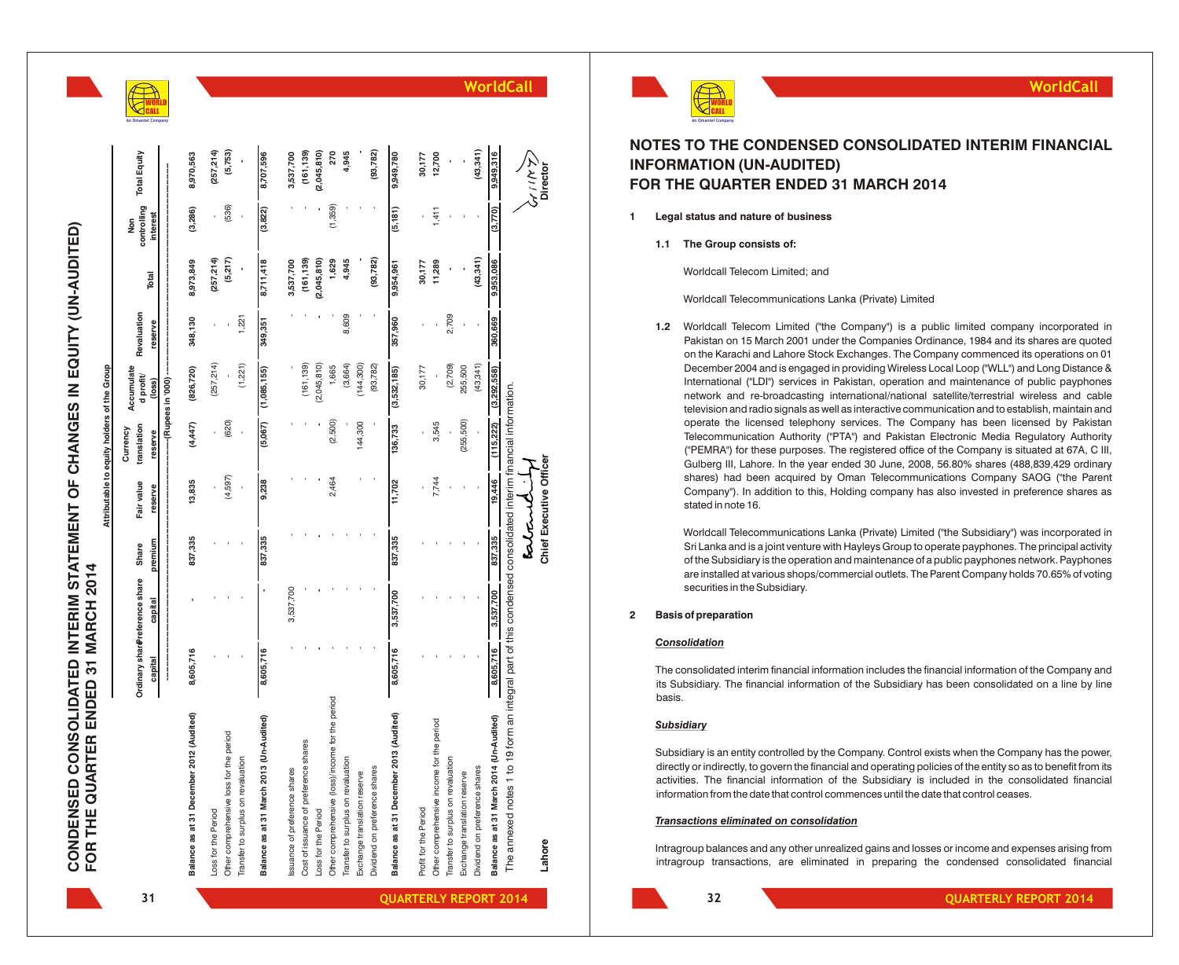# CONDENSED CONSOLIDATED INTERIM STATEMENT OF CHANGES IN EQUITY (UN-AUDITED)
# FOR THE QUARTER ENDED 31 MARCH 2014

| | Ordinary share capital | Preference share capital | Share premium | Fair value reserve | Currency translation reserve | Accumulated profit/ (loss) | Revaluation reserve | Total | Non controlling interest | Total Equity |
|---|---|---|---|---|---|---|---|---|---|---|
| | Attributable to equity holders of the Group | | | | | | | | | |
| | ----------------------------------------------(Rupees in '000)---------------------------------------------- | | | | | | | | | |
| **Balance as at 31 December 2012 (Audited)** | **8,605,716** | **-** | **837,335** | **13,835** | **(4,447)** | **(826,720)** | **348,130** | **8,973,849** | **(3,286)** | **8,970,563** |
| Loss for the Period | - | - | - | - | - | (257,214) | - | (257,214) | - | (257,214) |
| Other comprehensive loss for the period | - | - | - | (4,597) | (620) | - | - | (5,217) | (536) | (5,753) |
| Transfer to surplus on revaluation | - | - | - | - | - | (1,221) | 1,221 | - | - | - |
| **Balance as at 31 March 2013 (Un-Audited)** | **8,605,716** | **-** | **837,335** | **9,238** | **(5,067)** | **(1,085,155)** | **349,351** | **8,711,418** | **(3,822)** | **8,707,596** |
| Issuance of preference shares | - | 3,537,700 | - | - | - | - | - | 3,537,700 | - | 3,537,700 |
| Cost of issuance of preference shares | - | - | - | - | - | (161,139) | - | (161,139) | - | (161,139) |
| Loss for the Period | - | - | - | - | - | (2,045,810) | - | (2,045,810) | - | (2,045,810) |
| Other comprehensive (loss)/income for the period | - | - | - | 2,464 | (2,500) | 1,665 | - | 1,629 | (1,359) | 270 |
| Transfer to surplus on revaluation | - | - | - | - | - | (3,664) | 8,609 | 4,945 | - | 4,945 |
| Exchange translation reserve | - | - | - | - | 144,300 | (144,300) | - | - | - | - |
| Dividend on preference shares | - | - | - | - | - | (93,782) | - | (93,782) | - | (93,782) |
| **Balance as at 31 December 2013 (Audited)** | **8,605,716** | **3,537,700** | **837,335** | **11,702** | **136,733** | **(3,532,185)** | **357,960** | **9,954,961** | **(5,181)** | **9,949,780** |
| Profit for the Period | - | - | - | - | - | 30,177 | - | 30,177 | - | 30,177 |
| Other comprehensive income for the period | - | - | - | 7,744 | 3,545 | - | - | 11,289 | 1,411 | 12,700 |
| Transfer to surplus on revaluation | - | - | - | - | - | (2,709) | 2,709 | - | - | - |
| Exchange translation reserve | - | - | - | - | (255,500) | 255,500 | - | - | - | - |
| Dividend on preference shares | - | - | - | - | - | (43,341) | - | (43,341) | - | (43,341) |
| **Balance as at 31 March 2014 (Un-Audited)** | **8,605,716** | **3,537,700** | **837,335** | **19,446** | **(115,222)** | **(3,292,558)** | **360,669** | **9,953,086** | **(3,770)** | **9,949,316** |

The annexed notes 1 to 19 form an integral part of this condensed consolidated interim financial information.

Lahore

**Chief Executive Officer** **Director**

# NOTES TO THE CONDENSED CONSOLIDATED INTERIM FINANCIAL INFORMATION (UN-AUDITED)
# FOR THE QUARTER ENDED 31 MARCH 2014

**1 Legal status and nature of business**

**1.1 The Group consists of:**

Worldcall Telecom Limited; and

Worldcall Telecommunications Lanka (Private) Limited

**1.2** Worldcall Telecom Limited ("the Company") is a public limited company incorporated in Pakistan on 15 March 2001 under the Companies Ordinance, 1984 and its shares are quoted on the Karachi and Lahore Stock Exchanges. The Company commenced its operations on 01 December 2004 and is engaged in providing Wireless Local Loop ("WLL") and Long Distance & International ("LDI") services in Pakistan, operation and maintenance of public payphones network and re-broadcasting international/national satellite/terrestrial wireless and cable television and radio signals as well as interactive communication and to establish, maintain and operate the licensed telephony services. The Company has been licensed by Pakistan Telecommunication Authority ("PTA") and Pakistan Electronic Media Regulatory Authority ("PEMRA") for these purposes. The registered office of the Company is situated at 67A, C III, Gulberg III, Lahore. In the year ended 30 June, 2008, 56.80% shares (488,839,429 ordinary shares) had been acquired by Oman Telecommunications Company SAOG ("the Parent Company"). In addition to this, Holding company has also invested in preference shares as stated in note 16.

Worldcall Telecommunications Lanka (Private) Limited ("the Subsidiary") was incorporated in Sri Lanka and is a joint venture with Hayleys Group to operate payphones. The principal activity of the Subsidiary is the operation and maintenance of a public payphones network. Payphones are installed at various shops/commercial outlets. The Parent Company holds 70.65% of voting securities in the Subsidiary.

**2 Basis of preparation**

***Consolidation***

The consolidated interim financial information includes the financial information of the Company and its Subsidiary. The financial information of the Subsidiary has been consolidated on a line by line basis.

***Subsidiary***

Subsidiary is an entity controlled by the Company. Control exists when the Company has the power, directly or indirectly, to govern the financial and operating policies of the entity so as to benefit from its activities. The financial information of the Subsidiary is included in the consolidated financial information from the date that control commences until the date that control ceases.

***Transactions eliminated on consolidation***

Intragroup balances and any other unrealized gains and losses or income and expenses arising from intragroup transactions, are eliminated in preparing the condensed consolidated financial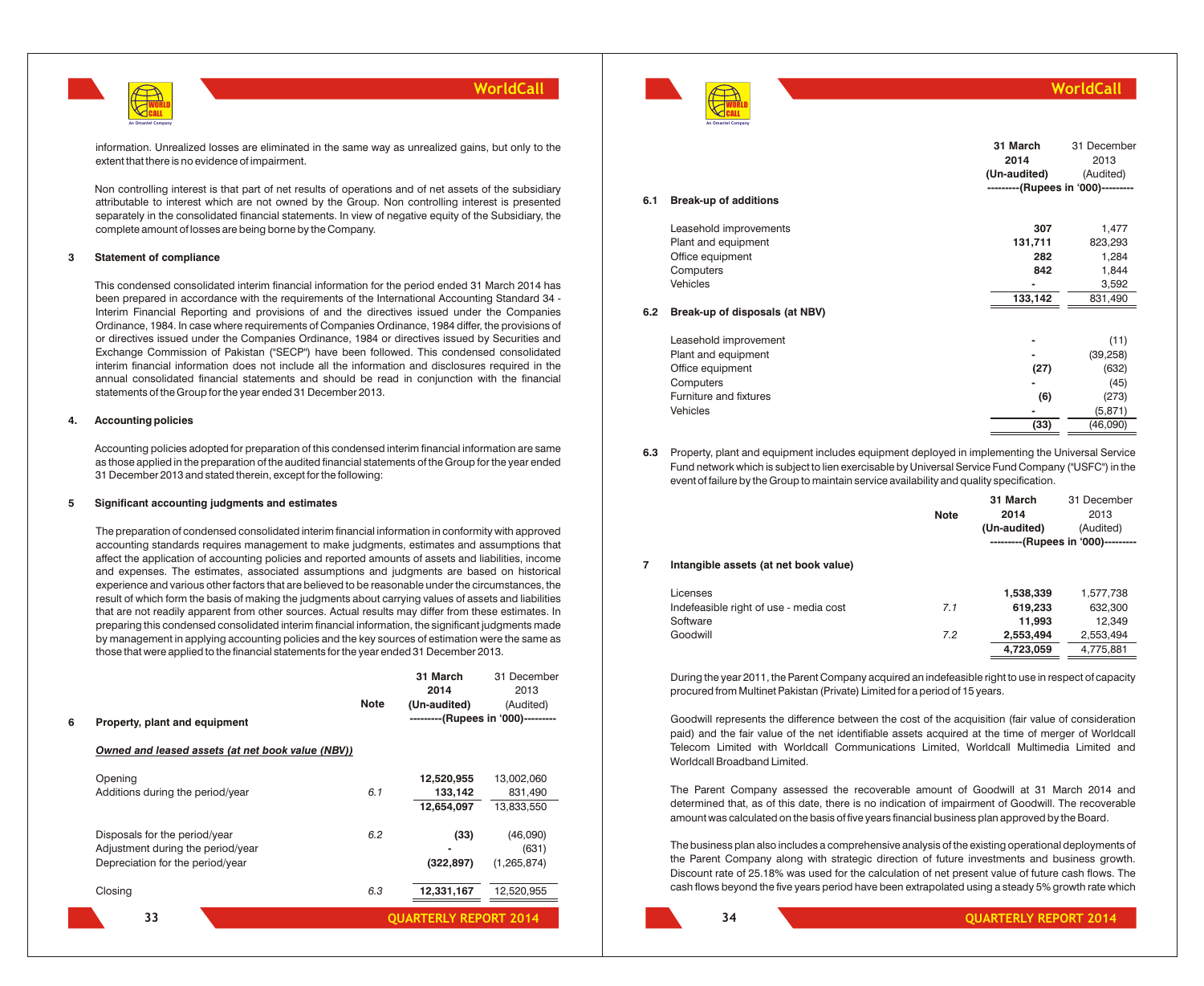information. Unrealized losses are eliminated in the same way as unrealized gains, but only to the extent that there is no evidence of impairment.

Non controlling interest is that part of net results of operations and of net assets of the subsidiary attributable to interest which are not owned by the Group. Non controlling interest is presented separately in the consolidated financial statements. In view of negative equity of the Subsidiary, the complete amount of losses are being borne by the Company.

**3 Statement of compliance**

This condensed consolidated interim financial information for the period ended 31 March 2014 has been prepared in accordance with the requirements of the International Accounting Standard 34 - Interim Financial Reporting and provisions of and the directives issued under the Companies Ordinance, 1984. In case where requirements of Companies Ordinance, 1984 differ, the provisions of or directives issued under the Companies Ordinance, 1984 or directives issued by Securities and Exchange Commission of Pakistan ("SECP") have been followed. This condensed consolidated interim financial information does not include all the information and disclosures required in the annual consolidated financial statements and should be read in conjunction with the financial statements of the Group for the year ended 31 December 2013.

**4. Accounting policies**

Accounting policies adopted for preparation of this condensed interim financial information are same as those applied in the preparation of the audited financial statements of the Group for the year ended 31 December 2013 and stated therein, except for the following:

**5 Significant accounting judgments and estimates**

The preparation of condensed consolidated interim financial information in conformity with approved accounting standards requires management to make judgments, estimates and assumptions that affect the application of accounting policies and reported amounts of assets and liabilities, income and expenses. The estimates, associated assumptions and judgments are based on historical experience and various other factors that are believed to be reasonable under the circumstances, the result of which form the basis of making the judgments about carrying values of assets and liabilities that are not readily apparent from other sources. Actual results may differ from these estimates. In preparing this condensed consolidated interim financial information, the significant judgments made by management in applying accounting policies and the key sources of estimation were the same as those that were applied to the financial statements for the year ended 31 December 2013.

| | Note | 31 March 2014 (Un-audited) | 31 December 2013 (Audited) |
|---|---|---|---|
| | | ---------(Rupees in '000)--------- | |
| **6 Property, plant and equipment** | | | |
| ***Owned and leased assets (at net book value (NBV))*** | | | |
| Opening | | **12,520,955** | 13,002,060 |
| Additions during the period/year | 6.1 | **133,142** | 831,490 |
| | | **12,654,097** | 13,833,550 |
| Disposals for the period/year | 6.2 | **(33)** | (46,090) |
| Adjustment during the period/year | | **-** | (631) |
| Depreciation for the period/year | | **(322,897)** | (1,265,874) |
| Closing | 6.3 | **12,331,167** | 12,520,955 |

| | 31 March 2014 (Un-audited) | 31 December 2013 (Audited) |
|---|---|---|
| | ---------(Rupees in '000)--------- | |
| **6.1 Break-up of additions** | | |
| Leasehold improvements | **307** | 1,477 |
| Plant and equipment | **131,711** | 823,293 |
| Office equipment | **282** | 1,284 |
| Computers | **842** | 1,844 |
| Vehicles | **-** | 3,592 |
| | **133,142** | 831,490 |
| **6.2 Break-up of disposals (at NBV)** | | |
| Leasehold improvement | **-** | (11) |
| Plant and equipment | **-** | (39,258) |
| Office equipment | **(27)** | (632) |
| Computers | **-** | (45) |
| Furniture and fixtures | **(6)** | (273) |
| Vehicles | **-** | (5,871) |
| | **(33)** | (46,090) |

**6.3** Property, plant and equipment includes equipment deployed in implementing the Universal Service Fund network which is subject to lien exercisable by Universal Service Fund Company ("USFC") in the event of failure by the Group to maintain service availability and quality specification.

| | Note | 31 March 2014 (Un-audited) | 31 December 2013 (Audited) |
|---|---|---|---|
| | | ---------(Rupees in '000)--------- | |
| **7 Intangible assets (at net book value)** | | | |
| Licenses | | **1,538,339** | 1,577,738 |
| Indefeasible right of use - media cost | 7.1 | **619,233** | 632,300 |
| Software | | **11,993** | 12,349 |
| Goodwill | 7.2 | **2,553,494** | 2,553,494 |
| | | **4,723,059** | 4,775,881 |

During the year 2011, the Parent Company acquired an indefeasible right to use in respect of capacity procured from Multinet Pakistan (Private) Limited for a period of 15 years.

Goodwill represents the difference between the cost of the acquisition (fair value of consideration paid) and the fair value of the net identifiable assets acquired at the time of merger of Worldcall Telecom Limited with Worldcall Communications Limited, Worldcall Multimedia Limited and Worldcall Broadband Limited.

The Parent Company assessed the recoverable amount of Goodwill at 31 March 2014 and determined that, as of this date, there is no indication of impairment of Goodwill. The recoverable amount was calculated on the basis of five years financial business plan approved by the Board.

The business plan also includes a comprehensive analysis of the existing operational deployments of the Parent Company along with strategic direction of future investments and business growth. Discount rate of 25.18% was used for the calculation of net present value of future cash flows. The cash flows beyond the five years period have been extrapolated using a steady 5% growth rate which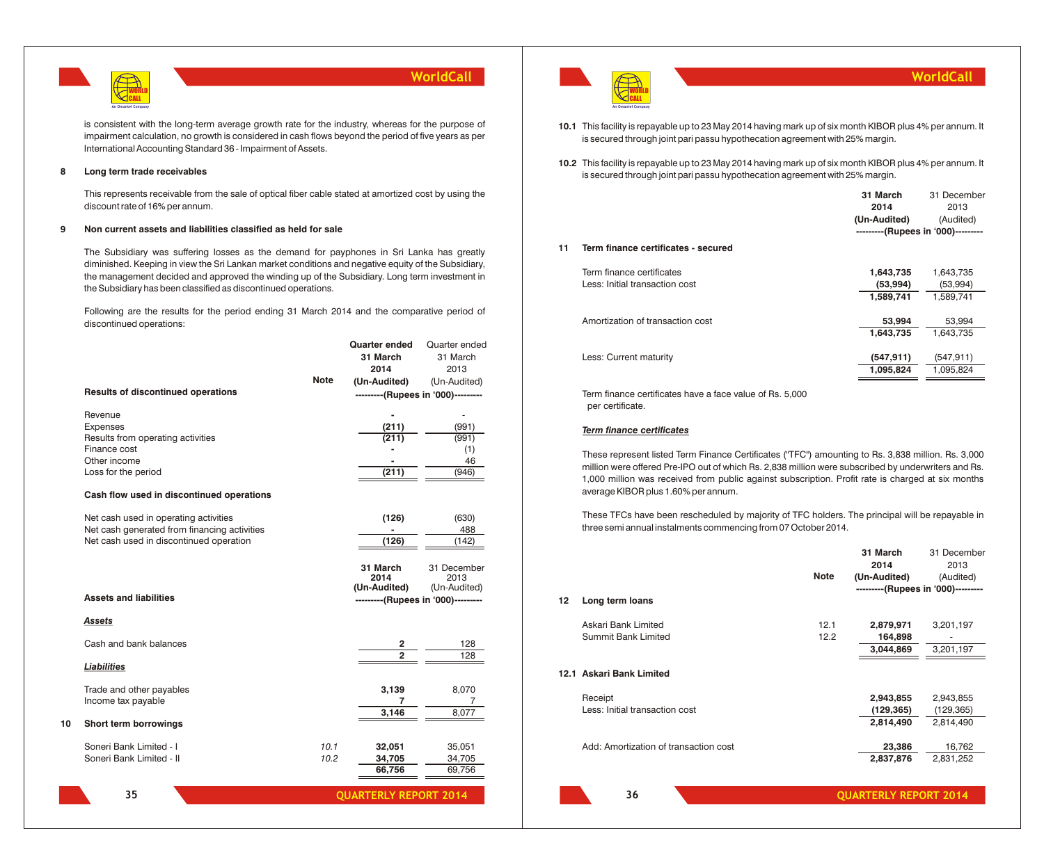is consistent with the long-term average growth rate for the industry, whereas for the purpose of impairment calculation, no growth is considered in cash flows beyond the period of five years as per International Accounting Standard 36 - Impairment of Assets.

**8 Long term trade receivables**

This represents receivable from the sale of optical fiber cable stated at amortized cost by using the discount rate of 16% per annum.

**9 Non current assets and liabilities classified as held for sale**

The Subsidiary was suffering losses as the demand for payphones in Sri Lanka has greatly diminished. Keeping in view the Sri Lankan market conditions and negative equity of the Subsidiary, the management decided and approved the winding up of the Subsidiary. Long term investment in the Subsidiary has been classified as discontinued operations.

Following are the results for the period ending 31 March 2014 and the comparative period of discontinued operations:

| | Note | Quarter ended 31 March 2014 (Un-Audited) | Quarter ended 31 March 2013 (Un-Audited) |
|---|---|---|---|
| **Results of discontinued operations** | | ---------(Rupees in '000)--------- | |
| Revenue | | - | - |
| Expenses | | (211) | (991) |
| Results from operating activities | | (211) | (991) |
| Finance cost | | - | (1) |
| Other income | | - | 46 |
| Loss for the period | | (211) | (946) |
| **Cash flow used in discontinued operations** | | | |
| Net cash used in operating activities | | (126) | (630) |
| Net cash generated from financing activities | | - | 488 |
| Net cash used in discontinued operation | | (126) | (142) |

| | 31 March 2014 (Un-Audited) | 31 December 2013 (Un-Audited) |
|---|---|---|
| **Assets and liabilities** | ---------(Rupees in '000)--------- | |
| ***Assets*** | | |
| Cash and bank balances | 2 | 128 |
| | 2 | 128 |
| ***Liabilities*** | | |
| Trade and other payables | 3,139 | 8,070 |
| Income tax payable | 7 | 7 |
| | 3,146 | 8,077 |

**10 Short term borrowings**

| | Note | 31 March 2014 | 31 December 2013 |
|---|---|---|---|
| Soneri Bank Limited - I | 10.1 | 32,051 | 35,051 |
| Soneri Bank Limited - II | 10.2 | 34,705 | 34,705 |
| | | 66,756 | 69,756 |

**10.1** This facility is repayable up to 23 May 2014 having mark up of six month KIBOR plus 4% per annum. It is secured through joint pari passu hypothecation agreement with 25% margin.

**10.2** This facility is repayable up to 23 May 2014 having mark up of six month KIBOR plus 4% per annum. It is secured through joint pari passu hypothecation agreement with 25% margin.

| | 31 March 2014 (Un-Audited) | 31 December 2013 (Audited) |
|---|---|---|
| | ---------(Rupees in '000)--------- | |
| **11 Term finance certificates - secured** | | |
| Term finance certificates | 1,643,735 | 1,643,735 |
| Less: Initial transaction cost | (53,994) | (53,994) |
| | 1,589,741 | 1,589,741 |
| Amortization of transaction cost | 53,994 | 53,994 |
| | 1,643,735 | 1,643,735 |
| Less: Current maturity | (547,911) | (547,911) |
| | 1,095,824 | 1,095,824 |

Term finance certificates have a face value of Rs. 5,000 per certificate.

***Term finance certificates***

These represent listed Term Finance Certificates ("TFC") amounting to Rs. 3,838 million. Rs. 3,000 million were offered Pre-IPO out of which Rs. 2,838 million were subscribed by underwriters and Rs. 1,000 million was received from public against subscription. Profit rate is charged at six months average KIBOR plus 1.60% per annum.

These TFCs have been rescheduled by majority of TFC holders. The principal will be repayable in three semi annual instalments commencing from 07 October 2014.

| | Note | 31 March 2014 (Un-Audited) | 31 December 2013 (Audited) |
|---|---|---|---|
| | | ---------(Rupees in '000)--------- | |
| **12 Long term loans** | | | |
| Askari Bank Limited | 12.1 | 2,879,971 | 3,201,197 |
| Summit Bank Limited | 12.2 | 164,898 | - |
| | | 3,044,869 | 3,201,197 |
| **12.1 Askari Bank Limited** | | | |
| Receipt | | 2,943,855 | 2,943,855 |
| Less: Initial transaction cost | | (129,365) | (129,365) |
| | | 2,814,490 | 2,814,490 |
| Add: Amortization of transaction cost | | 23,386 | 16,762 |
| | | 2,837,876 | 2,831,252 |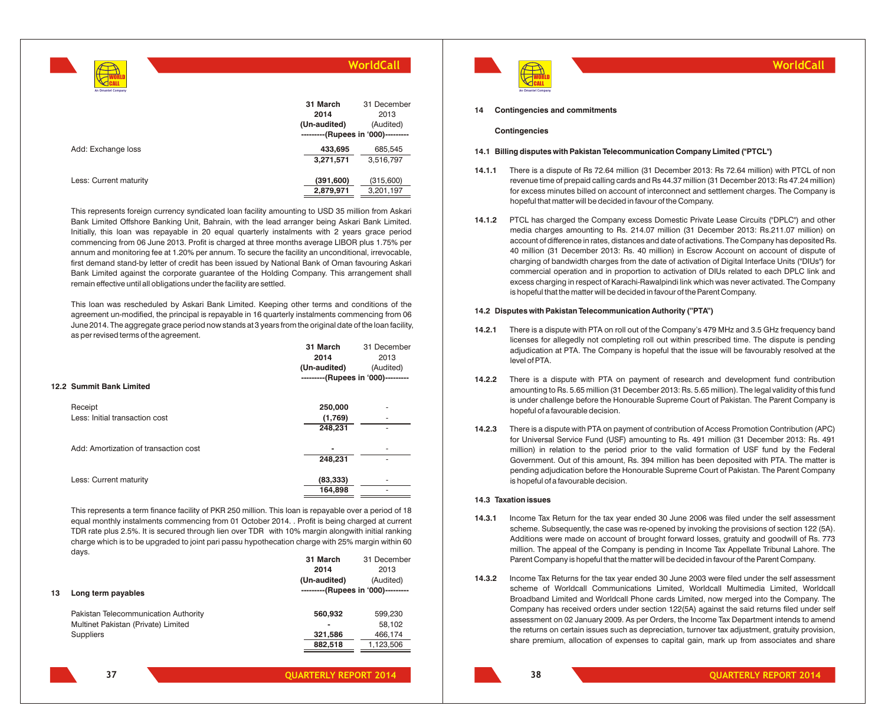| | 31 March 2014 (Un-audited) | 31 December 2013 (Audited) |
|---|---|---|
| | ---------(Rupees in '000)--------- | |
| Add: Exchange loss | 433,695 | 685,545 |
| | 3,271,571 | 3,516,797 |
| Less: Current maturity | (391,600) | (315,600) |
| | 2,879,971 | 3,201,197 |

This represents foreign currency syndicated loan facility amounting to USD 35 million from Askari Bank Limited Offshore Banking Unit, Bahrain, with the lead arranger being Askari Bank Limited. Initially, this loan was repayable in 20 equal quarterly instalments with 2 years grace period commencing from 06 June 2013. Profit is charged at three months average LIBOR plus 1.75% per annum and monitoring fee at 1.20% per annum. To secure the facility an unconditional, irrevocable, first demand stand-by letter of credit has been issued by National Bank of Oman favouring Askari Bank Limited against the corporate guarantee of the Holding Company. This arrangement shall remain effective until all obligations under the facility are settled.

This loan was rescheduled by Askari Bank Limited. Keeping other terms and conditions of the agreement un-modified, the principal is repayable in 16 quarterly instalments commencing from 06 June 2014. The aggregate grace period now stands at 3 years from the original date of the loan facility, as per revised terms of the agreement.

### 12.2 Summit Bank Limited

| | 31 March 2014 (Un-audited) | 31 December 2013 (Audited) |
|---|---|---|
| | ---------(Rupees in '000)--------- | |
| Receipt | 250,000 | - |
| Less: Initial transaction cost | (1,769) | - |
| | 248,231 | - |
| Add: Amortization of transaction cost | - | - |
| | 248,231 | - |
| Less: Current maturity | (83,333) | - |
| | 164,898 | - |

This represents a term finance facility of PKR 250 million. This loan is repayable over a period of 18 equal monthly instalments commencing from 01 October 2014. . Profit is being charged at current TDR rate plus 2.5%. It is secured through lien over TDR with 10% margin alongwith initial ranking charge which is to be upgraded to joint pari passu hypothecation charge with 25% margin within 60 days.

## 13 Long term payables

| | 31 March 2014 (Un-audited) | 31 December 2013 (Audited) |
|---|---|---|
| | ---------(Rupees in '000)--------- | |
| Pakistan Telecommunication Authority | 560,932 | 599,230 |
| Multinet Pakistan (Private) Limited | - | 58,102 |
| Suppliers | 321,586 | 466,174 |
| | 882,518 | 1,123,506 |

## 14 Contingencies and commitments

### Contingencies

### 14.1 Billing disputes with Pakistan Telecommunication Company Limited ("PTCL")

**14.1.1** There is a dispute of Rs 72.64 million (31 December 2013: Rs 72.64 million) with PTCL of non revenue time of prepaid calling cards and Rs 44.37 million (31 December 2013: Rs 47.24 million) for excess minutes billed on account of interconnect and settlement charges. The Company is hopeful that matter will be decided in favour of the Company.

**14.1.2** PTCL has charged the Company excess Domestic Private Lease Circuits ("DPLC") and other media charges amounting to Rs. 214.07 million (31 December 2013: Rs.211.07 million) on account of difference in rates, distances and date of activations. The Company has deposited Rs. 40 million (31 December 2013: Rs. 40 million) in Escrow Account on account of dispute of charging of bandwidth charges from the date of activation of Digital Interface Units ("DIUs") for commercial operation and in proportion to activation of DIUs related to each DPLC link and excess charging in respect of Karachi-Rawalpindi link which was never activated. The Company is hopeful that the matter will be decided in favour of the Parent Company.

### 14.2 Disputes with Pakistan Telecommunication Authority ("PTA")

**14.2.1** There is a dispute with PTA on roll out of the Company's 479 MHz and 3.5 GHz frequency band licenses for allegedly not completing roll out within prescribed time. The dispute is pending adjudication at PTA. The Company is hopeful that the issue will be favourably resolved at the level of PTA.

**14.2.2** There is a dispute with PTA on payment of research and development fund contribution amounting to Rs. 5.65 million (31 December 2013: Rs. 5.65 million). The legal validity of this fund is under challenge before the Honourable Supreme Court of Pakistan. The Parent Company is hopeful of a favourable decision.

**14.2.3** There is a dispute with PTA on payment of contribution of Access Promotion Contribution (APC) for Universal Service Fund (USF) amounting to Rs. 491 million (31 December 2013: Rs. 491 million) in relation to the period prior to the valid formation of USF fund by the Federal Government. Out of this amount, Rs. 394 million has been deposited with PTA. The matter is pending adjudication before the Honourable Supreme Court of Pakistan. The Parent Company is hopeful of a favourable decision.

### 14.3 Taxation issues

**14.3.1** Income Tax Return for the tax year ended 30 June 2006 was filed under the self assessment scheme. Subsequently, the case was re-opened by invoking the provisions of section 122 (5A). Additions were made on account of brought forward losses, gratuity and goodwill of Rs. 773 million. The appeal of the Company is pending in Income Tax Appellate Tribunal Lahore. The Parent Company is hopeful that the matter will be decided in favour of the Parent Company.

**14.3.2** Income Tax Returns for the tax year ended 30 June 2003 were filed under the self assessment scheme of Worldcall Communications Limited, Worldcall Multimedia Limited, Worldcall Broadband Limited and Worldcall Phone cards Limited, now merged into the Company. The Company has received orders under section 122(5A) against the said returns filed under self assessment on 02 January 2009. As per Orders, the Income Tax Department intends to amend the returns on certain issues such as depreciation, turnover tax adjustment, gratuity provision, share premium, allocation of expenses to capital gain, mark up from associates and share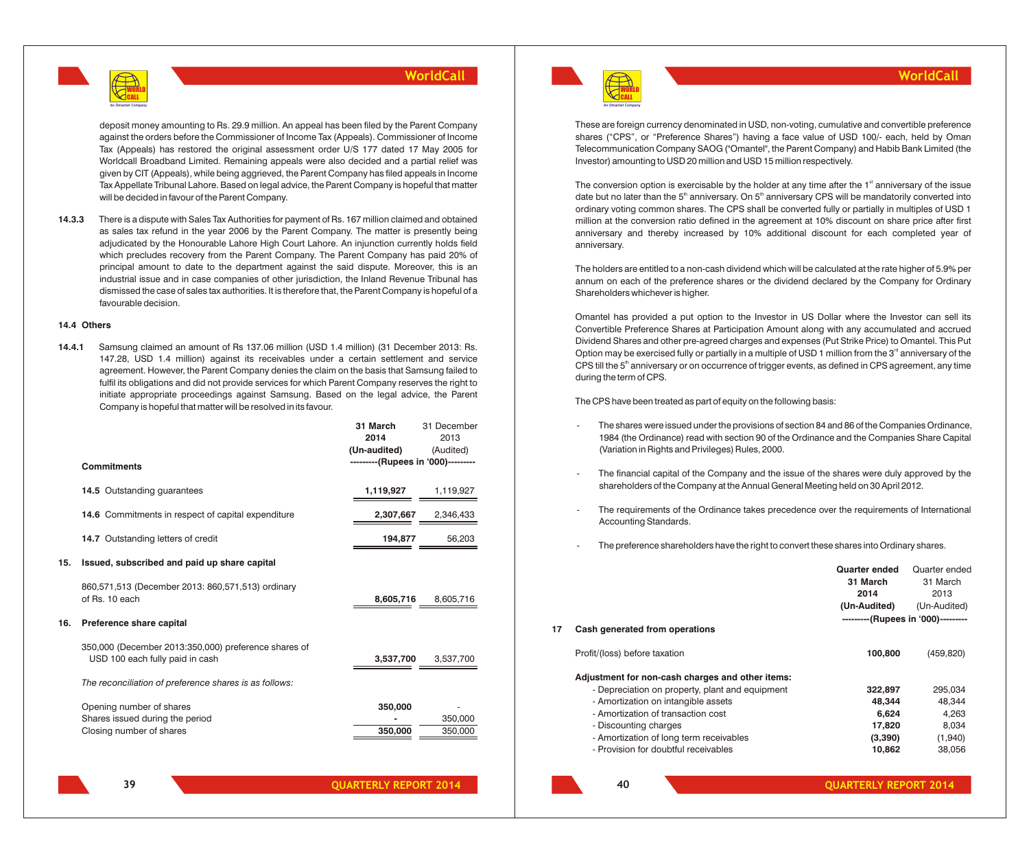deposit money amounting to Rs. 29.9 million. An appeal has been filed by the Parent Company against the orders before the Commissioner of Income Tax (Appeals). Commissioner of Income Tax (Appeals) has restored the original assessment order U/S 177 dated 17 May 2005 for Worldcall Broadband Limited. Remaining appeals were also decided and a partial relief was given by CIT (Appeals), while being aggrieved, the Parent Company has filed appeals in Income Tax Appellate Tribunal Lahore. Based on legal advice, the Parent Company is hopeful that matter will be decided in favour of the Parent Company.

**14.3.3** There is a dispute with Sales Tax Authorities for payment of Rs. 167 million claimed and obtained as sales tax refund in the year 2006 by the Parent Company. The matter is presently being adjudicated by the Honourable Lahore High Court Lahore. An injunction currently holds field which precludes recovery from the Parent Company. The Parent Company has paid 20% of principal amount to date to the department against the said dispute. Moreover, this is an industrial issue and in case companies of other jurisdiction, the Inland Revenue Tribunal has dismissed the case of sales tax authorities. It is therefore that, the Parent Company is hopeful of a favourable decision.

**14.4 Others**

**14.4.1** Samsung claimed an amount of Rs 137.06 million (USD 1.4 million) (31 December 2013: Rs. 147.28, USD 1.4 million) against its receivables under a certain settlement and service agreement. However, the Parent Company denies the claim on the basis that Samsung failed to fulfil its obligations and did not provide services for which Parent Company reserves the right to initiate appropriate proceedings against Samsung. Based on the legal advice, the Parent Company is hopeful that matter will be resolved in its favour.

| | **31 March 2014 (Un-audited)** | 31 December 2013 (Audited) |
|---|---|---|
| | **---------(Rupees in '000)---------** | |
| **Commitments** | | |
| **14.5** Outstanding guarantees | **1,119,927** | 1,119,927 |
| **14.6** Commitments in respect of capital expenditure | **2,307,667** | 2,346,433 |
| **14.7** Outstanding letters of credit | **194,877** | 56,203 |
| **15. Issued, subscribed and paid up share capital** | | |
| 860,571,513 (December 2013: 860,571,513) ordinary of Rs. 10 each | **8,605,716** | 8,605,716 |
| **16. Preference share capital** | | |
| 350,000 (December 2013:350,000) preference shares of USD 100 each fully paid in cash | **3,537,700** | 3,537,700 |
| *The reconciliation of preference shares is as follows:* | | |
| Opening number of shares | **350,000** | - |
| Shares issued during the period | **-** | 350,000 |
| Closing number of shares | **350,000** | 350,000 |

These are foreign currency denominated in USD, non-voting, cumulative and convertible preference shares ("CPS", or "Preference Shares") having a face value of USD 100/- each, held by Oman Telecommunication Company SAOG ("Omantel", the Parent Company) and Habib Bank Limited (the Investor) amounting to USD 20 million and USD 15 million respectively.

The conversion option is exercisable by the holder at any time after the 1st anniversary of the issue date but no later than the 5th anniversary. On 5th anniversary CPS will be mandatorily converted into ordinary voting common shares. The CPS shall be converted fully or partially in multiples of USD 1 million at the conversion ratio defined in the agreement at 10% discount on share price after first anniversary and thereby increased by 10% additional discount for each completed year of anniversary.

The holders are entitled to a non-cash dividend which will be calculated at the rate higher of 5.9% per annum on each of the preference shares or the dividend declared by the Company for Ordinary Shareholders whichever is higher.

Omantel has provided a put option to the Investor in US Dollar where the Investor can sell its Convertible Preference Shares at Participation Amount along with any accumulated and accrued Dividend Shares and other pre-agreed charges and expenses (Put Strike Price) to Omantel. This Put Option may be exercised fully or partially in a multiple of USD 1 million from the 3rd anniversary of the CPS till the 5th anniversary or on occurrence of trigger events, as defined in CPS agreement, any time during the term of CPS.

The CPS have been treated as part of equity on the following basis:

- The shares were issued under the provisions of section 84 and 86 of the Companies Ordinance, 1984 (the Ordinance) read with section 90 of the Ordinance and the Companies Share Capital (Variation in Rights and Privileges) Rules, 2000.
- The financial capital of the Company and the issue of the shares were duly approved by the shareholders of the Company at the Annual General Meeting held on 30 April 2012.
- The requirements of the Ordinance takes precedence over the requirements of International Accounting Standards.
- The preference shareholders have the right to convert these shares into Ordinary shares.

| | **Quarter ended 31 March 2014 (Un-Audited)** | Quarter ended 31 March 2013 (Un-Audited) |
|---|---|---|
| | **---------(Rupees in '000)---------** | |
| **17 Cash generated from operations** | | |
| Profit/(loss) before taxation | **100,800** | (459,820) |
| **Adjustment for non-cash charges and other items:** | | |
| - Depreciation on property, plant and equipment | **322,897** | 295,034 |
| - Amortization on intangible assets | **48,344** | 48,344 |
| - Amortization of transaction cost | **6,624** | 4,263 |
| - Discounting charges | **17,820** | 8,034 |
| - Amortization of long term receivables | **(3,390)** | (1,940) |
| - Provision for doubtful receivables | **10,862** | 38,056 |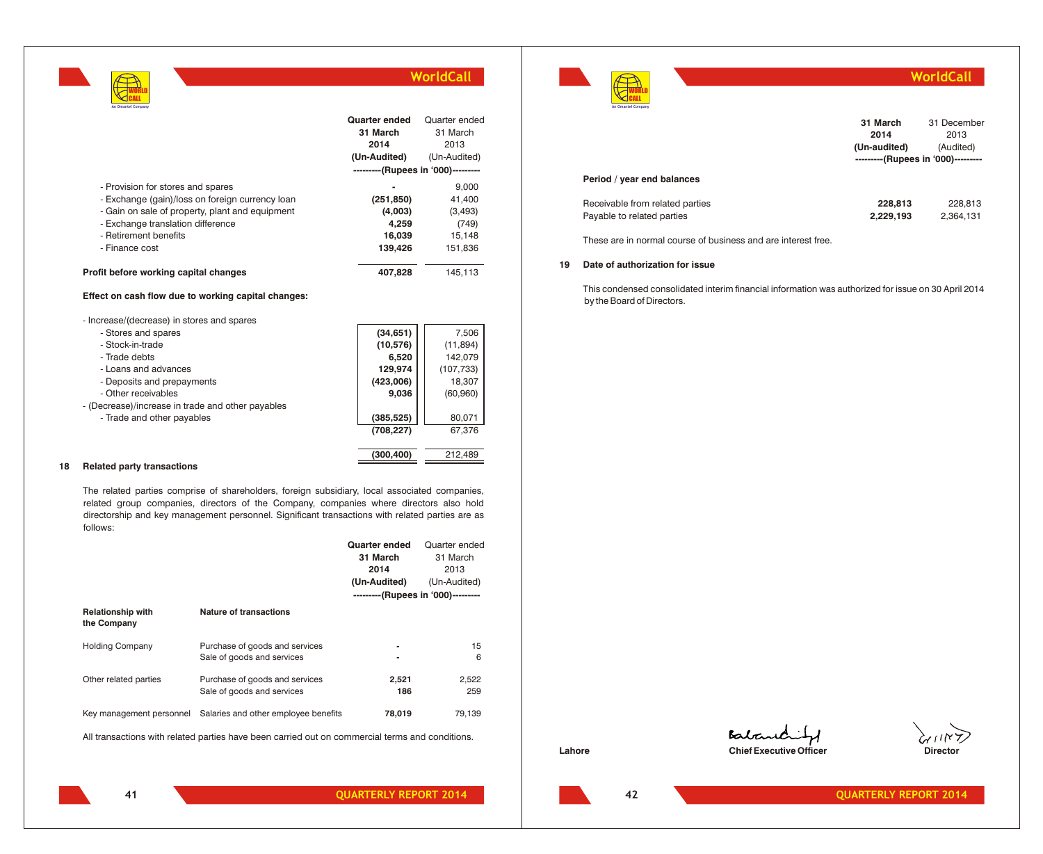| | Quarter ended 31 March 2014 (Un-Audited) | Quarter ended 31 March 2013 (Un-Audited) |
|---|---|---|
| | ---------(Rupees in '000)--------- | |
| - Provision for stores and spares | **-** | 9,000 |
| - Exchange (gain)/loss on foreign currency loan | **(251,850)** | 41,400 |
| - Gain on sale of property, plant and equipment | **(4,003)** | (3,493) |
| - Exchange translation difference | **4,259** | (749) |
| - Retirement benefits | **16,039** | 15,148 |
| - Finance cost | **139,426** | 151,836 |
| **Profit before working capital changes** | **407,828** | 145,113 |
| **Effect on cash flow due to working capital changes:** | | |
| - Increase/(decrease) in stores and spares | | |
| - Stores and spares | **(34,651)** | 7,506 |
| - Stock-in-trade | **(10,576)** | (11,894) |
| - Trade debts | **6,520** | 142,079 |
| - Loans and advances | **129,974** | (107,733) |
| - Deposits and prepayments | **(423,006)** | 18,307 |
| - Other receivables | **9,036** | (60,960) |
| - (Decrease)/increase in trade and other payables | | |
| - Trade and other payables | **(385,525)** | 80,071 |
| | **(708,227)** | 67,376 |
| | **(300,400)** | 212,489 |

## 18 Related party transactions

The related parties comprise of shareholders, foreign subsidiary, local associated companies, related group companies, directors of the Company, companies where directors also hold directorship and key management personnel. Significant transactions with related parties are as follows:

| Relationship with the Company | Nature of transactions | Quarter ended 31 March 2014 (Un-Audited) | Quarter ended 31 March 2013 (Un-Audited) |
|---|---|---|---|
| | | ---------(Rupees in '000)--------- | |
| Holding Company | Purchase of goods and services | **-** | 15 |
| | Sale of goods and services | **-** | 6 |
| Other related parties | Purchase of goods and services | **2,521** | 2,522 |
| | Sale of goods and services | **186** | 259 |
| Key management personnel | Salaries and other employee benefits | **78,019** | 79,139 |

All transactions with related parties have been carried out on commercial terms and conditions.

| | 31 March 2014 (Un-audited) | 31 December 2013 (Audited) |
|---|---|---|
| | ---------(Rupees in '000)--------- | |
| **Period / year end balances** | | |
| Receivable from related parties | **228,813** | 228,813 |
| Payable to related parties | **2,229,193** | 2,364,131 |

These are in normal course of business and are interest free.

## 19 Date of authorization for issue

This condensed consolidated interim financial information was authorized for issue on 30 April 2014 by the Board of Directors.

**Lahore** | **Chief Executive Officer** | **Director**